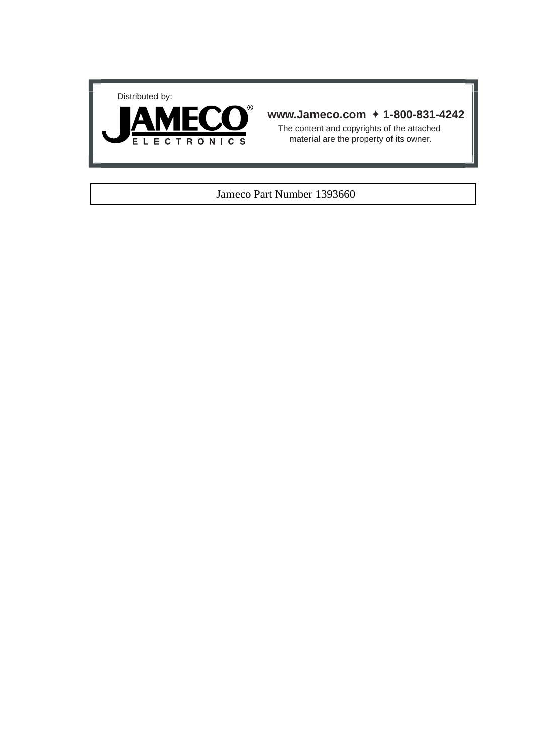Distributed by:

**JAMECO®**
**ELECTRONICS**

**www.Jameco.com ✦ 1-800-831-4242**

The content and copyrights of the attached material are the property of its owner.

Jameco Part Number 1393660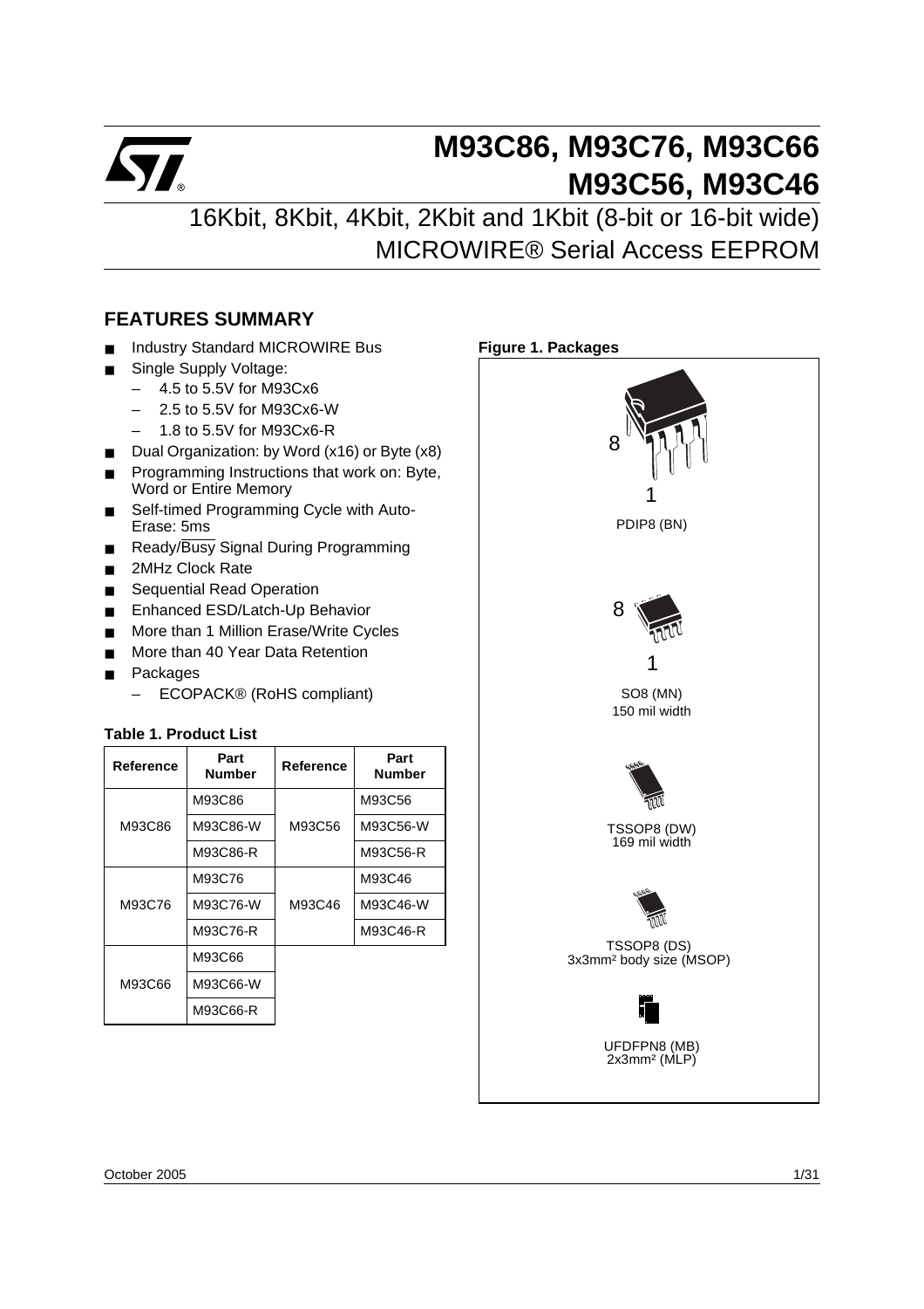# M93C86, M93C76, M93C66 M93C56, M93C46

## 16Kbit, 8Kbit, 4Kbit, 2Kbit and 1Kbit (8-bit or 16-bit wide) MICROWIRE® Serial Access EEPROM

## FEATURES SUMMARY

- Industry Standard MICROWIRE Bus
- Single Supply Voltage:
  - 4.5 to 5.5V for M93Cx6
  - 2.5 to 5.5V for M93Cx6-W
  - 1.8 to 5.5V for M93Cx6-R
- Dual Organization: by Word (x16) or Byte (x8)
- Programming Instructions that work on: Byte, Word or Entire Memory
- Self-timed Programming Cycle with Auto-Erase: 5ms
- Ready/$\overline{\text{Busy}}$ Signal During Programming
- 2MHz Clock Rate
- Sequential Read Operation
- Enhanced ESD/Latch-Up Behavior
- More than 1 Million Erase/Write Cycles
- More than 40 Year Data Retention
- Packages
  - ECOPACK® (RoHS compliant)

**Table 1. Product List**

| Reference | Part Number | Reference | Part Number |
|---|---|---|---|
| M93C86 | M93C86 | M93C56 | M93C56 |
| | M93C86-W | | M93C56-W |
| | M93C86-R | | M93C56-R |
| M93C76 | M93C76 | M93C46 | M93C46 |
| | M93C76-W | | M93C46-W |
| | M93C76-R | | M93C46-R |
| M93C66 | M93C66 | | |
| | M93C66-W | | |
| | M93C66-R | | |

**Figure 1. Packages**

PDIP8 (BN)

SO8 (MN)
150 mil width

TSSOP8 (DW)
169 mil width

TSSOP8 (DS)
3x3mm² body size (MSOP)

UFDFPN8 (MB)
2x3mm² (MLP)

October 2005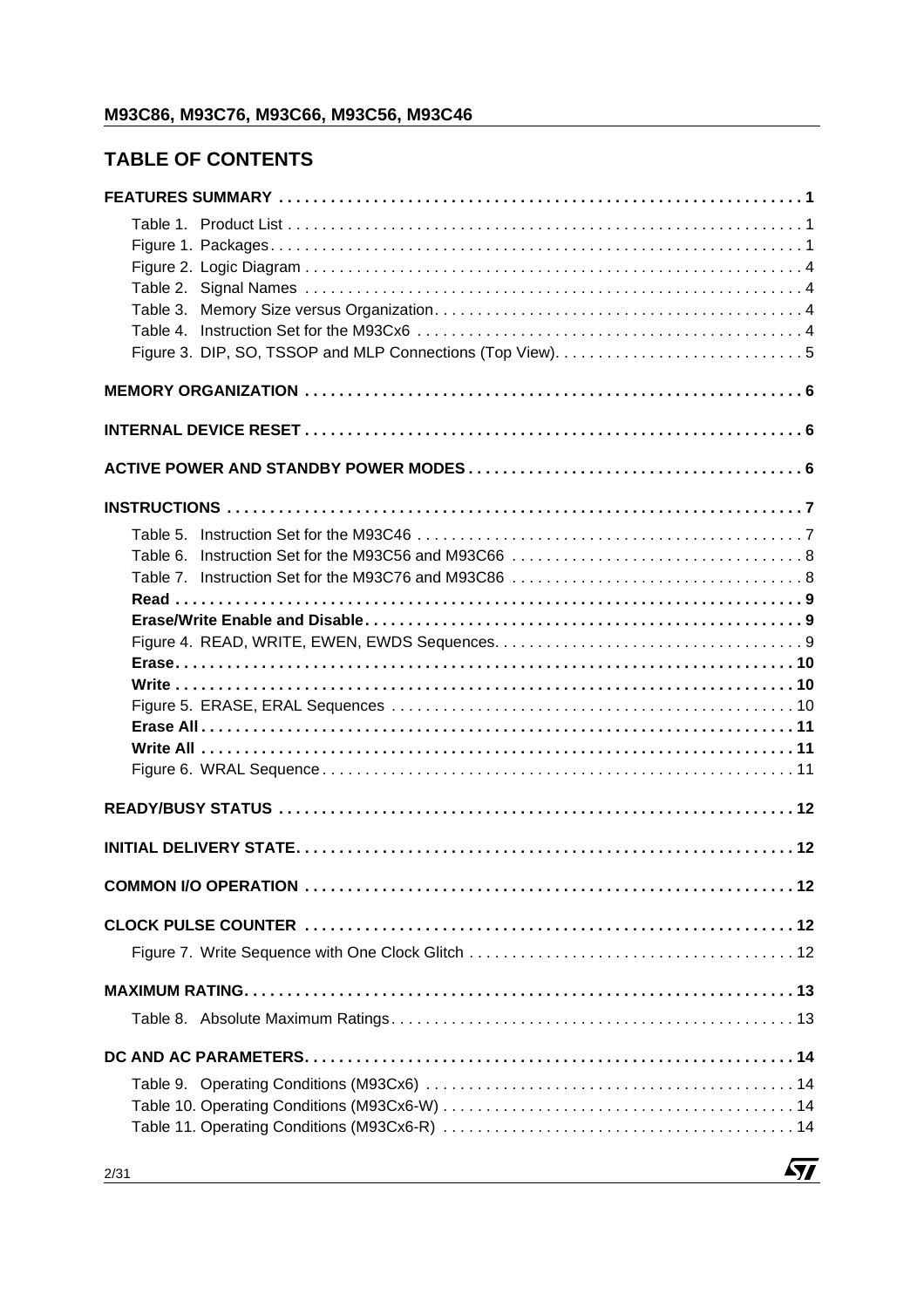## TABLE OF CONTENTS

**FEATURES SUMMARY . . . . . . . . . . . . . . . . . . . . . . . . . . . . . . . . . . . . . . . . . . . . . . . . . . . . . . . . . . . . . . 1**

Table 1. Product List . . . . . . . . . . . . . . . . . . . . . . . . . . . . . . . . . . . . . . . . . . . . . . . . . . . . . . . . . . . . 1
Figure 1. Packages. . . . . . . . . . . . . . . . . . . . . . . . . . . . . . . . . . . . . . . . . . . . . . . . . . . . . . . . . . . . . 1
Figure 2. Logic Diagram . . . . . . . . . . . . . . . . . . . . . . . . . . . . . . . . . . . . . . . . . . . . . . . . . . . . . . . . . . 4
Table 2. Signal Names . . . . . . . . . . . . . . . . . . . . . . . . . . . . . . . . . . . . . . . . . . . . . . . . . . . . . . . . . . 4
Table 3. Memory Size versus Organization. . . . . . . . . . . . . . . . . . . . . . . . . . . . . . . . . . . . . . . . . . . 4
Table 4. Instruction Set for the M93Cx6 . . . . . . . . . . . . . . . . . . . . . . . . . . . . . . . . . . . . . . . . . . . . . 4
Figure 3. DIP, SO, TSSOP and MLP Connections (Top View). . . . . . . . . . . . . . . . . . . . . . . . . . . . . 5

**MEMORY ORGANIZATION . . . . . . . . . . . . . . . . . . . . . . . . . . . . . . . . . . . . . . . . . . . . . . . . . . . . . . . . . 6**

**INTERNAL DEVICE RESET . . . . . . . . . . . . . . . . . . . . . . . . . . . . . . . . . . . . . . . . . . . . . . . . . . . . . . . . 6**

**ACTIVE POWER AND STANDBY POWER MODES . . . . . . . . . . . . . . . . . . . . . . . . . . . . . . . . . . . . . . 6**

**INSTRUCTIONS . . . . . . . . . . . . . . . . . . . . . . . . . . . . . . . . . . . . . . . . . . . . . . . . . . . . . . . . . . . . . . . . . 7**

Table 5. Instruction Set for the M93C46 . . . . . . . . . . . . . . . . . . . . . . . . . . . . . . . . . . . . . . . . . . . . . 7
Table 6. Instruction Set for the M93C56 and M93C66 . . . . . . . . . . . . . . . . . . . . . . . . . . . . . . . . . . 8
Table 7. Instruction Set for the M93C76 and M93C86 . . . . . . . . . . . . . . . . . . . . . . . . . . . . . . . . . . 8
**Read . . . . . . . . . . . . . . . . . . . . . . . . . . . . . . . . . . . . . . . . . . . . . . . . . . . . . . . . . . . . . . . . . . . . . . . . 9**
**Erase/Write Enable and Disable. . . . . . . . . . . . . . . . . . . . . . . . . . . . . . . . . . . . . . . . . . . . . . . . . . . 9**
Figure 4. READ, WRITE, EWEN, EWDS Sequences. . . . . . . . . . . . . . . . . . . . . . . . . . . . . . . . . . . . 9
**Erase. . . . . . . . . . . . . . . . . . . . . . . . . . . . . . . . . . . . . . . . . . . . . . . . . . . . . . . . . . . . . . . . . . . . . . 10**
**Write . . . . . . . . . . . . . . . . . . . . . . . . . . . . . . . . . . . . . . . . . . . . . . . . . . . . . . . . . . . . . . . . . . . . . . 10**
Figure 5. ERASE, ERAL Sequences . . . . . . . . . . . . . . . . . . . . . . . . . . . . . . . . . . . . . . . . . . . . . . . 10
**Erase All . . . . . . . . . . . . . . . . . . . . . . . . . . . . . . . . . . . . . . . . . . . . . . . . . . . . . . . . . . . . . . . . . . . 11**
**Write All . . . . . . . . . . . . . . . . . . . . . . . . . . . . . . . . . . . . . . . . . . . . . . . . . . . . . . . . . . . . . . . . . . . 11**
Figure 6. WRAL Sequence . . . . . . . . . . . . . . . . . . . . . . . . . . . . . . . . . . . . . . . . . . . . . . . . . . . . . . . 11

**READY/BUSY STATUS . . . . . . . . . . . . . . . . . . . . . . . . . . . . . . . . . . . . . . . . . . . . . . . . . . . . . . . . . . 12**

**INITIAL DELIVERY STATE. . . . . . . . . . . . . . . . . . . . . . . . . . . . . . . . . . . . . . . . . . . . . . . . . . . . . . . . 12**

**COMMON I/O OPERATION . . . . . . . . . . . . . . . . . . . . . . . . . . . . . . . . . . . . . . . . . . . . . . . . . . . . . . . . 12**

**CLOCK PULSE COUNTER . . . . . . . . . . . . . . . . . . . . . . . . . . . . . . . . . . . . . . . . . . . . . . . . . . . . . . . . 12**

Figure 7. Write Sequence with One Clock Glitch . . . . . . . . . . . . . . . . . . . . . . . . . . . . . . . . . . . . . . 12

**MAXIMUM RATING. . . . . . . . . . . . . . . . . . . . . . . . . . . . . . . . . . . . . . . . . . . . . . . . . . . . . . . . . . . . . . 13**

Table 8. Absolute Maximum Ratings. . . . . . . . . . . . . . . . . . . . . . . . . . . . . . . . . . . . . . . . . . . . . . . . 13

**DC AND AC PARAMETERS. . . . . . . . . . . . . . . . . . . . . . . . . . . . . . . . . . . . . . . . . . . . . . . . . . . . . . . . 14**

Table 9. Operating Conditions (M93Cx6) . . . . . . . . . . . . . . . . . . . . . . . . . . . . . . . . . . . . . . . . . . . 14
Table 10. Operating Conditions (M93Cx6-W) . . . . . . . . . . . . . . . . . . . . . . . . . . . . . . . . . . . . . . . . . 14
Table 11. Operating Conditions (M93Cx6-R) . . . . . . . . . . . . . . . . . . . . . . . . . . . . . . . . . . . . . . . . . 14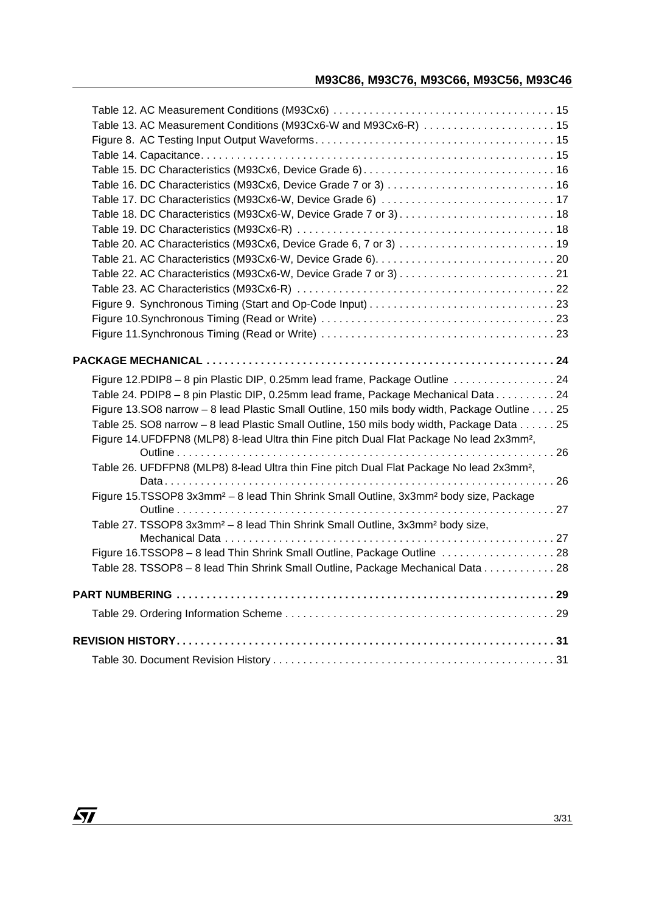Table 12. AC Measurement Conditions (M93Cx6) . . . . . . . . . . . . . . . . . . . . . . . . . . . . . . . . . . . . . 15
Table 13. AC Measurement Conditions (M93Cx6-W and M93Cx6-R) . . . . . . . . . . . . . . . . . . . . . . 15
Figure 8. AC Testing Input Output Waveforms. . . . . . . . . . . . . . . . . . . . . . . . . . . . . . . . . . . . . . . 15
Table 14. Capacitance. . . . . . . . . . . . . . . . . . . . . . . . . . . . . . . . . . . . . . . . . . . . . . . . . . . . . . . . . 15
Table 15. DC Characteristics (M93Cx6, Device Grade 6) . . . . . . . . . . . . . . . . . . . . . . . . . . . . . . . . 16
Table 16. DC Characteristics (M93Cx6, Device Grade 7 or 3) . . . . . . . . . . . . . . . . . . . . . . . . . . . . 16
Table 17. DC Characteristics (M93Cx6-W, Device Grade 6) . . . . . . . . . . . . . . . . . . . . . . . . . . . . . 17
Table 18. DC Characteristics (M93Cx6-W, Device Grade 7 or 3) . . . . . . . . . . . . . . . . . . . . . . . . . . 18
Table 19. DC Characteristics (M93Cx6-R) . . . . . . . . . . . . . . . . . . . . . . . . . . . . . . . . . . . . . . . . . . 18
Table 20. AC Characteristics (M93Cx6, Device Grade 6, 7 or 3) . . . . . . . . . . . . . . . . . . . . . . . . . . 19
Table 21. AC Characteristics (M93Cx6-W, Device Grade 6). . . . . . . . . . . . . . . . . . . . . . . . . . . . . . 20
Table 22. AC Characteristics (M93Cx6-W, Device Grade 7 or 3) . . . . . . . . . . . . . . . . . . . . . . . . . . 21
Table 23. AC Characteristics (M93Cx6-R) . . . . . . . . . . . . . . . . . . . . . . . . . . . . . . . . . . . . . . . . . . 22
Figure 9. Synchronous Timing (Start and Op-Code Input) . . . . . . . . . . . . . . . . . . . . . . . . . . . . . . . 23
Figure 10.Synchronous Timing (Read or Write) . . . . . . . . . . . . . . . . . . . . . . . . . . . . . . . . . . . . . . . 23
Figure 11.Synchronous Timing (Read or Write) . . . . . . . . . . . . . . . . . . . . . . . . . . . . . . . . . . . . . . . 23

**PACKAGE MECHANICAL . . . . . . . . . . . . . . . . . . . . . . . . . . . . . . . . . . . . . . . . . . . . . . . . . . . . . . . . . 24**

Figure 12.PDIP8 – 8 pin Plastic DIP, 0.25mm lead frame, Package Outline . . . . . . . . . . . . . . . . . 24
Table 24. PDIP8 – 8 pin Plastic DIP, 0.25mm lead frame, Package Mechanical Data . . . . . . . . . . 24
Figure 13.SO8 narrow – 8 lead Plastic Small Outline, 150 mils body width, Package Outline . . . . 25
Table 25. SO8 narrow – 8 lead Plastic Small Outline, 150 mils body width, Package Data . . . . . . 25
Figure 14.UFDFPN8 (MLP8) 8-lead Ultra thin Fine pitch Dual Flat Package No lead 2x3mm², Outline . . . . . . . . . . . . . . . . . . . . . . . . . . . . . . . . . . . . . . . . . . . . . . . . . . . . . . . . . . . . . . . 26
Table 26. UFDFPN8 (MLP8) 8-lead Ultra thin Fine pitch Dual Flat Package No lead 2x3mm², Data . . . . . . . . . . . . . . . . . . . . . . . . . . . . . . . . . . . . . . . . . . . . . . . . . . . . . . . . . . . . . . . . . 26
Figure 15.TSSOP8 3x3mm² – 8 lead Thin Shrink Small Outline, 3x3mm² body size, Package Outline . . . . . . . . . . . . . . . . . . . . . . . . . . . . . . . . . . . . . . . . . . . . . . . . . . . . . . . . . . . . . . . 27
Table 27. TSSOP8 3x3mm² – 8 lead Thin Shrink Small Outline, 3x3mm² body size, Mechanical Data . . . . . . . . . . . . . . . . . . . . . . . . . . . . . . . . . . . . . . . . . . . . . . . . . . . . . . 27
Figure 16.TSSOP8 – 8 lead Thin Shrink Small Outline, Package Outline . . . . . . . . . . . . . . . . . . . 28
Table 28. TSSOP8 – 8 lead Thin Shrink Small Outline, Package Mechanical Data . . . . . . . . . . . . 28

**PART NUMBERING . . . . . . . . . . . . . . . . . . . . . . . . . . . . . . . . . . . . . . . . . . . . . . . . . . . . . . . . . . . . . . . 29**

Table 29. Ordering Information Scheme . . . . . . . . . . . . . . . . . . . . . . . . . . . . . . . . . . . . . . . . . . . . . 29

**REVISION HISTORY. . . . . . . . . . . . . . . . . . . . . . . . . . . . . . . . . . . . . . . . . . . . . . . . . . . . . . . . . . . . . . . 31**

Table 30. Document Revision History . . . . . . . . . . . . . . . . . . . . . . . . . . . . . . . . . . . . . . . . . . . . . . . 31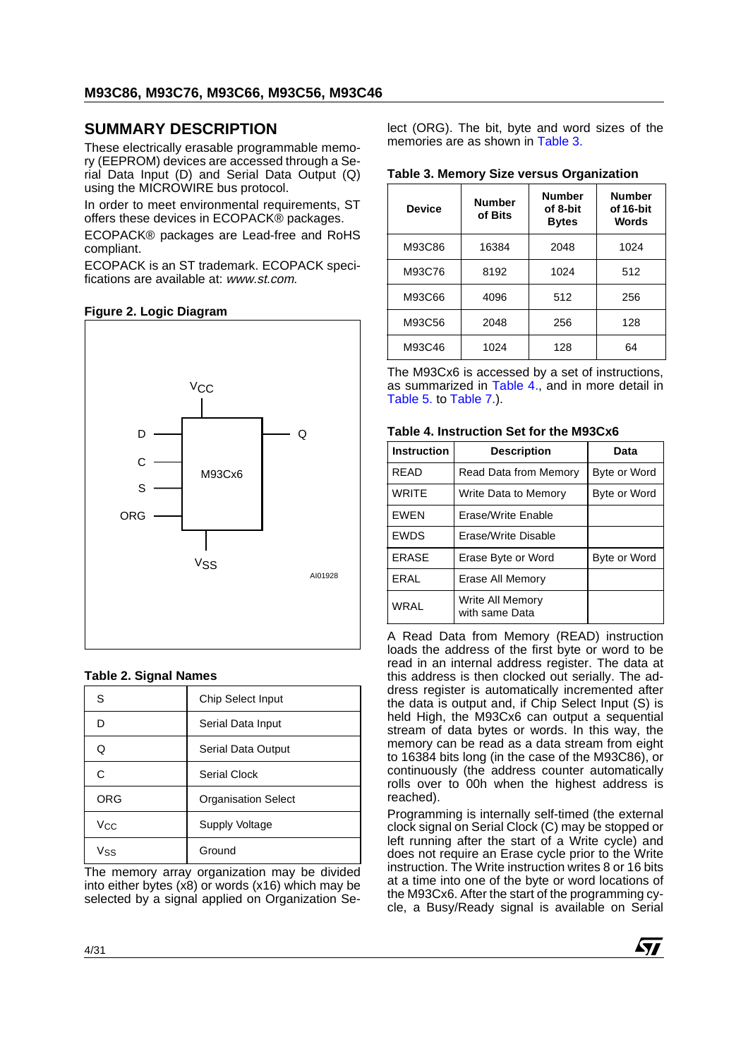## SUMMARY DESCRIPTION

These electrically erasable programmable memory (EEPROM) devices are accessed through a Serial Data Input (D) and Serial Data Output (Q) using the MICROWIRE bus protocol.

In order to meet environmental requirements, ST offers these devices in ECOPACK® packages.

ECOPACK® packages are Lead-free and RoHS compliant.

ECOPACK is an ST trademark. ECOPACK specifications are available at: *www.st.com*.

**Figure 2. Logic Diagram**

**Table 2. Signal Names**

| | |
|---|---|
| S | Chip Select Input |
| D | Serial Data Input |
| Q | Serial Data Output |
| C | Serial Clock |
| ORG | Organisation Select |
| $V_{CC}$ | Supply Voltage |
| $V_{SS}$ | Ground |

The memory array organization may be divided into either bytes (x8) or words (x16) which may be selected by a signal applied on Organization Select (ORG). The bit, byte and word sizes of the memories are as shown in Table 3.

**Table 3. Memory Size versus Organization**

| Device | Number of Bits | Number of 8-bit Bytes | Number of 16-bit Words |
|---|---|---|---|
| M93C86 | 16384 | 2048 | 1024 |
| M93C76 | 8192 | 1024 | 512 |
| M93C66 | 4096 | 512 | 256 |
| M93C56 | 2048 | 256 | 128 |
| M93C46 | 1024 | 128 | 64 |

The M93Cx6 is accessed by a set of instructions, as summarized in Table 4., and in more detail in Table 5. to Table 7.).

**Table 4. Instruction Set for the M93Cx6**

| Instruction | Description | Data |
|---|---|---|
| READ | Read Data from Memory | Byte or Word |
| WRITE | Write Data to Memory | Byte or Word |
| EWEN | Erase/Write Enable | |
| EWDS | Erase/Write Disable | |
| ERASE | Erase Byte or Word | Byte or Word |
| ERAL | Erase All Memory | |
| WRAL | Write All Memory with same Data | |

A Read Data from Memory (READ) instruction loads the address of the first byte or word to be read in an internal address register. The data at this address is then clocked out serially. The address register is automatically incremented after the data is output and, if Chip Select Input (S) is held High, the M93Cx6 can output a sequential stream of data bytes or words. In this way, the memory can be read as a data stream from eight to 16384 bits long (in the case of the M93C86), or continuously (the address counter automatically rolls over to 00h when the highest address is reached).

Programming is internally self-timed (the external clock signal on Serial Clock (C) may be stopped or left running after the start of a Write cycle) and does not require an Erase cycle prior to the Write instruction. The Write instruction writes 8 or 16 bits at a time into one of the byte or word locations of the M93Cx6. After the start of the programming cycle, a Busy/Ready signal is available on Serial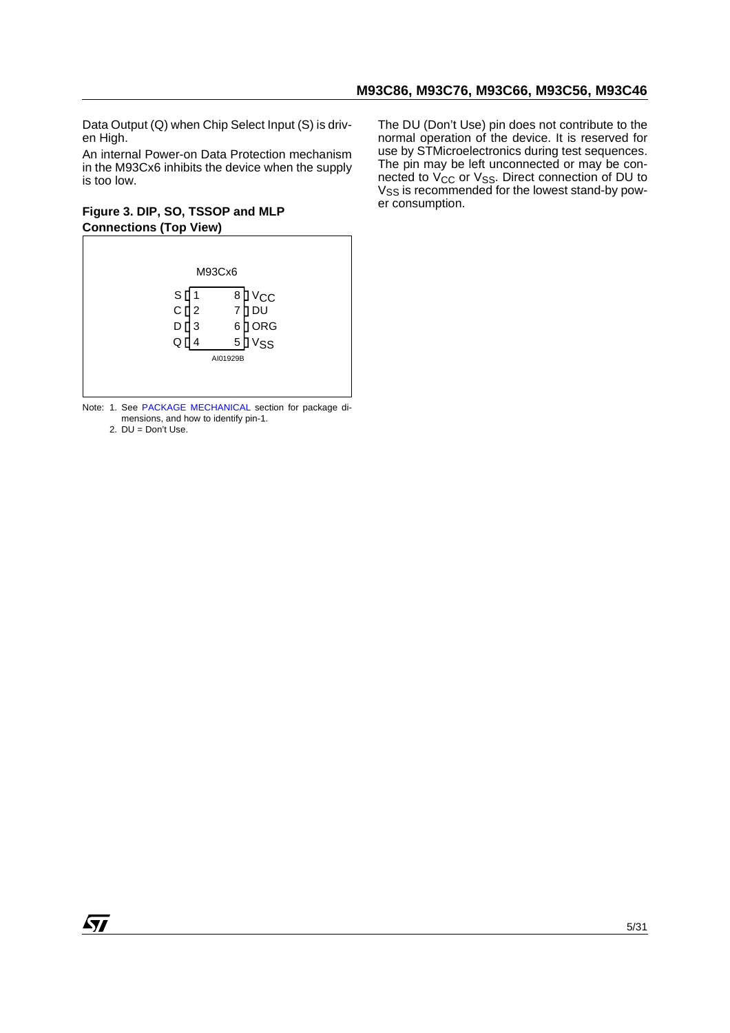Data Output (Q) when Chip Select Input (S) is driven High.

An internal Power-on Data Protection mechanism in the M93Cx6 inhibits the device when the supply is too low.

**Figure 3. DIP, SO, TSSOP and MLP Connections (Top View)**

| M93Cx6 | | | |
|---|---|---|---|
| S | 1 | 8 | $V_{CC}$ |
| C | 2 | 7 | DU |
| D | 3 | 6 | ORG |
| Q | 4 | 5 | $V_{SS}$ |

AI01929B

Note: 1. See PACKAGE MECHANICAL section for package dimensions, and how to identify pin-1.
2. DU = Don't Use.

The DU (Don't Use) pin does not contribute to the normal operation of the device. It is reserved for use by STMicroelectronics during test sequences. The pin may be left unconnected or may be connected to $V_{CC}$ or $V_{SS}$. Direct connection of DU to $V_{SS}$ is recommended for the lowest stand-by power consumption.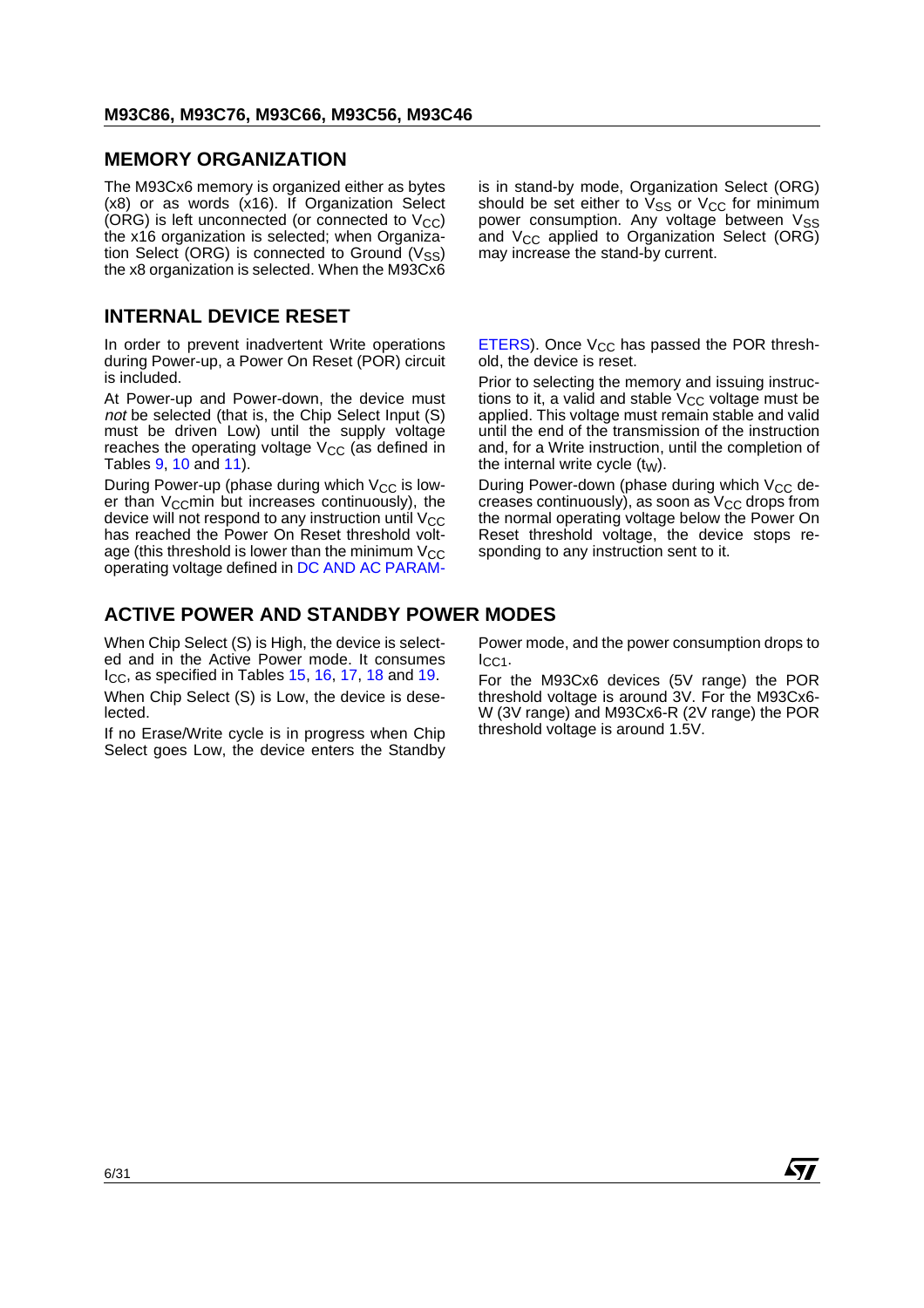## MEMORY ORGANIZATION

The M93Cx6 memory is organized either as bytes (x8) or as words (x16). If Organization Select (ORG) is left unconnected (or connected to $V_{CC}$) the x16 organization is selected; when Organization Select (ORG) is connected to Ground ($V_{SS}$) the x8 organization is selected. When the M93Cx6 is in stand-by mode, Organization Select (ORG) should be set either to $V_{SS}$ or $V_{CC}$ for minimum power consumption. Any voltage between $V_{SS}$ and $V_{CC}$ applied to Organization Select (ORG) may increase the stand-by current.

## INTERNAL DEVICE RESET

In order to prevent inadvertent Write operations during Power-up, a Power On Reset (POR) circuit is included.

At Power-up and Power-down, the device must *not* be selected (that is, the Chip Select Input (S) must be driven Low) until the supply voltage reaches the operating voltage $V_{CC}$ (as defined in Tables 9, 10 and 11).

During Power-up (phase during which $V_{CC}$ is lower than $V_{CC}$min but increases continuously), the device will not respond to any instruction until $V_{CC}$ has reached the Power On Reset threshold voltage (this threshold is lower than the minimum $V_{CC}$ operating voltage defined in DC AND AC PARAMETERS). Once $V_{CC}$ has passed the POR threshold, the device is reset.

Prior to selecting the memory and issuing instructions to it, a valid and stable $V_{CC}$ voltage must be applied. This voltage must remain stable and valid until the end of the transmission of the instruction and, for a Write instruction, until the completion of the internal write cycle ($t_W$).

During Power-down (phase during which $V_{CC}$ decreases continuously), as soon as $V_{CC}$ drops from the normal operating voltage below the Power On Reset threshold voltage, the device stops responding to any instruction sent to it.

## ACTIVE POWER AND STANDBY POWER MODES

When Chip Select (S) is High, the device is selected and in the Active Power mode. It consumes $I_{CC}$, as specified in Tables 15, 16, 17, 18 and 19.

When Chip Select (S) is Low, the device is deselected.

If no Erase/Write cycle is in progress when Chip Select goes Low, the device enters the Standby Power mode, and the power consumption drops to $I_{CC1}$.

For the M93Cx6 devices (5V range) the POR threshold voltage is around 3V. For the M93Cx6-W (3V range) and M93Cx6-R (2V range) the POR threshold voltage is around 1.5V.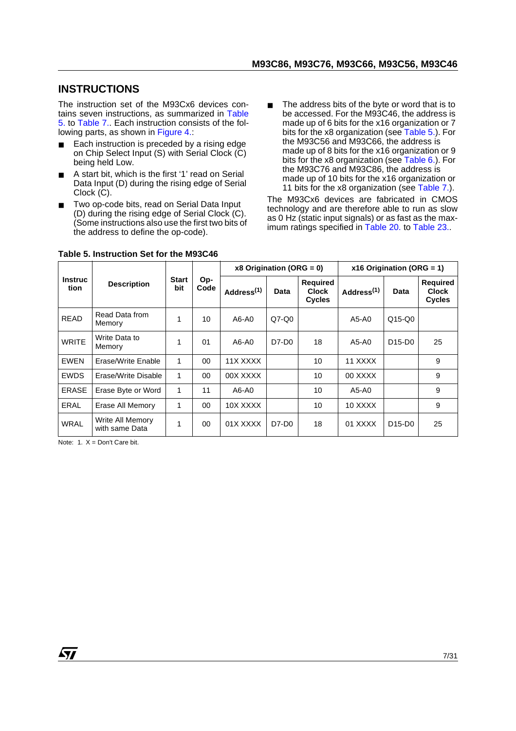## INSTRUCTIONS

The instruction set of the M93Cx6 devices contains seven instructions, as summarized in Table 5. to Table 7.. Each instruction consists of the following parts, as shown in Figure 4.:

- Each instruction is preceded by a rising edge on Chip Select Input (S) with Serial Clock (C) being held Low.
- A start bit, which is the first '1' read on Serial Data Input (D) during the rising edge of Serial Clock (C).
- Two op-code bits, read on Serial Data Input (D) during the rising edge of Serial Clock (C). (Some instructions also use the first two bits of the address to define the op-code).
- The address bits of the byte or word that is to be accessed. For the M93C46, the address is made up of 6 bits for the x16 organization or 7 bits for the x8 organization (see Table 5.). For the M93C56 and M93C66, the address is made up of 8 bits for the x16 organization or 9 bits for the x8 organization (see Table 6.). For the M93C76 and M93C86, the address is made up of 10 bits for the x16 organization or 11 bits for the x8 organization (see Table 7.).

The M93Cx6 devices are fabricated in CMOS technology and are therefore able to run as slow as 0 Hz (static input signals) or as fast as the maximum ratings specified in Table 20. to Table 23..

**Table 5. Instruction Set for the M93C46**

| Instruction | Description | Start bit | Op-Code | x8 Origination (ORG = 0) | | | x16 Origination (ORG = 1) | | |
|---|---|---|---|---|---|---|---|---|---|
| | | | | Address(1) | Data | Required Clock Cycles | Address(1) | Data | Required Clock Cycles |
| READ | Read Data from Memory | 1 | 10 | A6-A0 | Q7-Q0 | | A5-A0 | Q15-Q0 | |
| WRITE | Write Data to Memory | 1 | 01 | A6-A0 | D7-D0 | 18 | A5-A0 | D15-D0 | 25 |
| EWEN | Erase/Write Enable | 1 | 00 | 11X XXXX | | 10 | 11 XXXX | | 9 |
| EWDS | Erase/Write Disable | 1 | 00 | 00X XXXX | | 10 | 00 XXXX | | 9 |
| ERASE | Erase Byte or Word | 1 | 11 | A6-A0 | | 10 | A5-A0 | | 9 |
| ERAL | Erase All Memory | 1 | 00 | 10X XXXX | | 10 | 10 XXXX | | 9 |
| WRAL | Write All Memory with same Data | 1 | 00 | 01X XXXX | D7-D0 | 18 | 01 XXXX | D15-D0 | 25 |

Note: 1. X = Don't Care bit.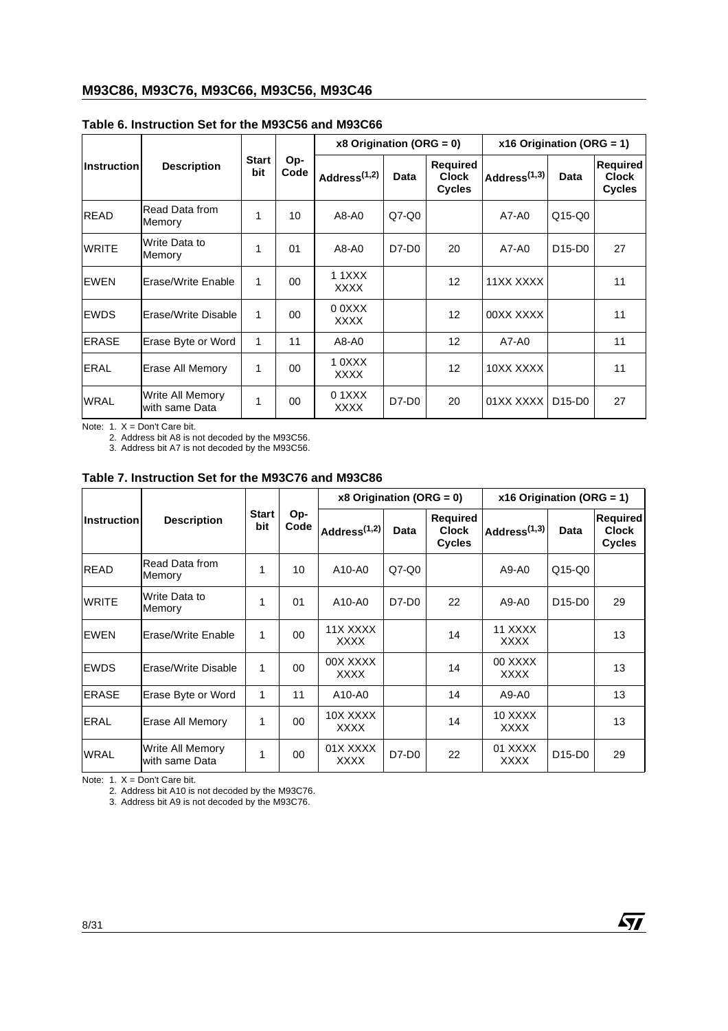**Table 6. Instruction Set for the M93C56 and M93C66**

| Instruction | Description | Start bit | Op-Code | x8 Origination (ORG = 0) | | | x16 Origination (ORG = 1) | | |
|---|---|---|---|---|---|---|---|---|---|
| | | | | Address(1,2) | Data | Required Clock Cycles | Address(1,3) | Data | Required Clock Cycles |
| READ | Read Data from Memory | 1 | 10 | A8-A0 | Q7-Q0 | | A7-A0 | Q15-Q0 | |
| WRITE | Write Data to Memory | 1 | 01 | A8-A0 | D7-D0 | 20 | A7-A0 | D15-D0 | 27 |
| EWEN | Erase/Write Enable | 1 | 00 | 1 1XXX XXXX | | 12 | 11XX XXXX | | 11 |
| EWDS | Erase/Write Disable | 1 | 00 | 0 0XXX XXXX | | 12 | 00XX XXXX | | 11 |
| ERASE | Erase Byte or Word | 1 | 11 | A8-A0 | | 12 | A7-A0 | | 11 |
| ERAL | Erase All Memory | 1 | 00 | 1 0XXX XXXX | | 12 | 10XX XXXX | | 11 |
| WRAL | Write All Memory with same Data | 1 | 00 | 0 1XXX XXXX | D7-D0 | 20 | 01XX XXXX | D15-D0 | 27 |

Note: 1. X = Don't Care bit.
2. Address bit A8 is not decoded by the M93C56.
3. Address bit A7 is not decoded by the M93C56.

**Table 7. Instruction Set for the M93C76 and M93C86**

| Instruction | Description | Start bit | Op-Code | x8 Origination (ORG = 0) | | | x16 Origination (ORG = 1) | | |
|---|---|---|---|---|---|---|---|---|---|
| | | | | Address(1,2) | Data | Required Clock Cycles | Address(1,3) | Data | Required Clock Cycles |
| READ | Read Data from Memory | 1 | 10 | A10-A0 | Q7-Q0 | | A9-A0 | Q15-Q0 | |
| WRITE | Write Data to Memory | 1 | 01 | A10-A0 | D7-D0 | 22 | A9-A0 | D15-D0 | 29 |
| EWEN | Erase/Write Enable | 1 | 00 | 11X XXXX XXXX | | 14 | 11 XXXX XXXX | | 13 |
| EWDS | Erase/Write Disable | 1 | 00 | 00X XXXX XXXX | | 14 | 00 XXXX XXXX | | 13 |
| ERASE | Erase Byte or Word | 1 | 11 | A10-A0 | | 14 | A9-A0 | | 13 |
| ERAL | Erase All Memory | 1 | 00 | 10X XXXX XXXX | | 14 | 10 XXXX XXXX | | 13 |
| WRAL | Write All Memory with same Data | 1 | 00 | 01X XXXX XXXX | D7-D0 | 22 | 01 XXXX XXXX | D15-D0 | 29 |

Note: 1. X = Don't Care bit.
2. Address bit A10 is not decoded by the M93C76.
3. Address bit A9 is not decoded by the M93C76.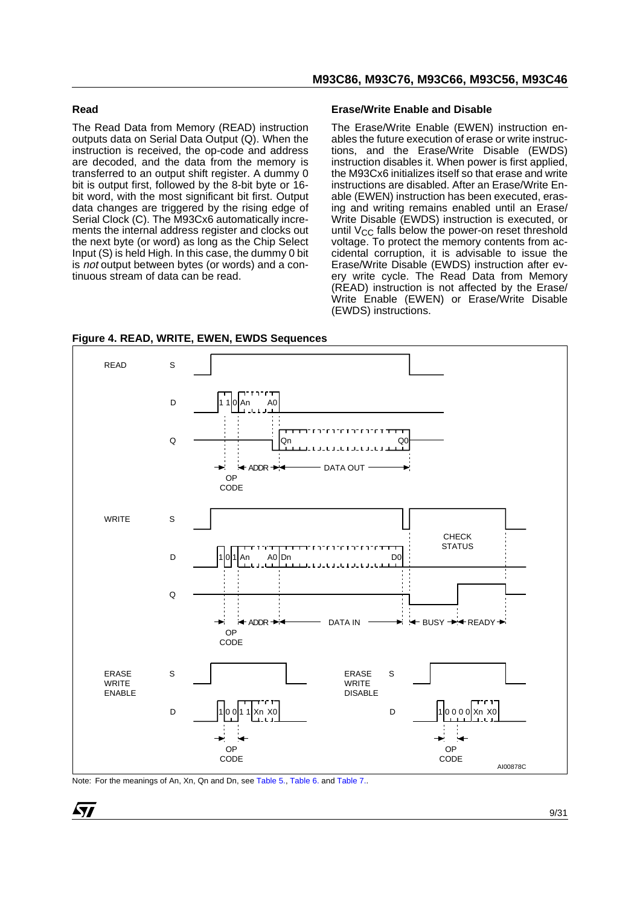### Read

The Read Data from Memory (READ) instruction outputs data on Serial Data Output (Q). When the instruction is received, the op-code and address are decoded, and the data from the memory is transferred to an output shift register. A dummy 0 bit is output first, followed by the 8-bit byte or 16-bit word, with the most significant bit first. Output data changes are triggered by the rising edge of Serial Clock (C). The M93Cx6 automatically increments the internal address register and clocks out the next byte (or word) as long as the Chip Select Input (S) is held High. In this case, the dummy 0 bit is *not* output between bytes (or words) and a continuous stream of data can be read.

### Erase/Write Enable and Disable

The Erase/Write Enable (EWEN) instruction enables the future execution of erase or write instructions, and the Erase/Write Disable (EWDS) instruction disables it. When power is first applied, the M93Cx6 initializes itself so that erase and write instructions are disabled. After an Erase/Write Enable (EWEN) instruction has been executed, erasing and writing remains enabled until an Erase/Write Disable (EWDS) instruction is executed, or until $V_{CC}$ falls below the power-on reset threshold voltage. To protect the memory contents from accidental corruption, it is advisable to issue the Erase/Write Disable (EWDS) instruction after every write cycle. The Read Data from Memory (READ) instruction is not affected by the Erase/Write Enable (EWEN) or Erase/Write Disable (EWDS) instructions.

**Figure 4. READ, WRITE, EWEN, EWDS Sequences**

Note: For the meanings of An, Xn, Qn and Dn, see Table 5., Table 6. and Table 7..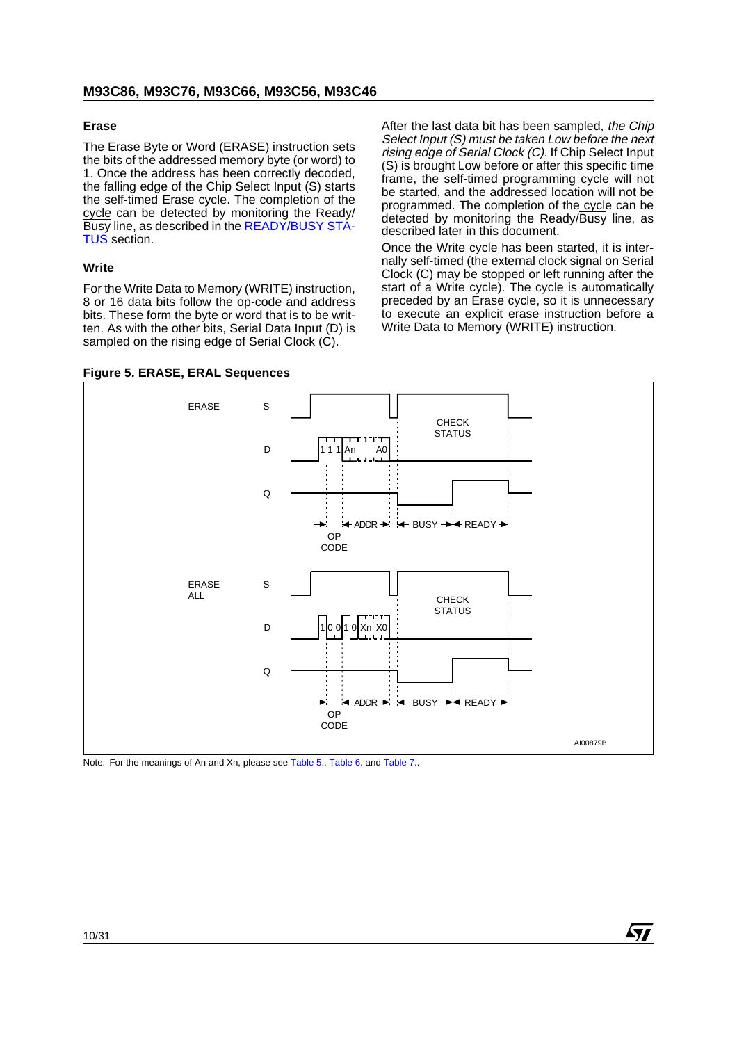### Erase

The Erase Byte or Word (ERASE) instruction sets the bits of the addressed memory byte (or word) to 1. Once the address has been correctly decoded, the falling edge of the Chip Select Input (S) starts the self-timed Erase cycle. The completion of the cycle can be detected by monitoring the Ready/Busy line, as described in the READY/BUSY STATUS section.

### Write

For the Write Data to Memory (WRITE) instruction, 8 or 16 data bits follow the op-code and address bits. These form the byte or word that is to be written. As with the other bits, Serial Data Input (D) is sampled on the rising edge of Serial Clock (C).

After the last data bit has been sampled, *the Chip Select Input (S) must be taken Low before the next rising edge of Serial Clock (C).* If Chip Select Input (S) is brought Low before or after this specific time frame, the self-timed programming cycle will not be started, and the addressed location will not be programmed. The completion of the cycle can be detected by monitoring the Ready/Busy line, as described later in this document.

Once the Write cycle has been started, it is internally self-timed (the external clock signal on Serial Clock (C) may be stopped or left running after the start of a Write cycle). The cycle is automatically preceded by an Erase cycle, so it is unnecessary to execute an explicit erase instruction before a Write Data to Memory (WRITE) instruction.

**Figure 5. ERASE, ERAL Sequences**

Note: For the meanings of An and Xn, please see Table 5., Table 6. and Table 7..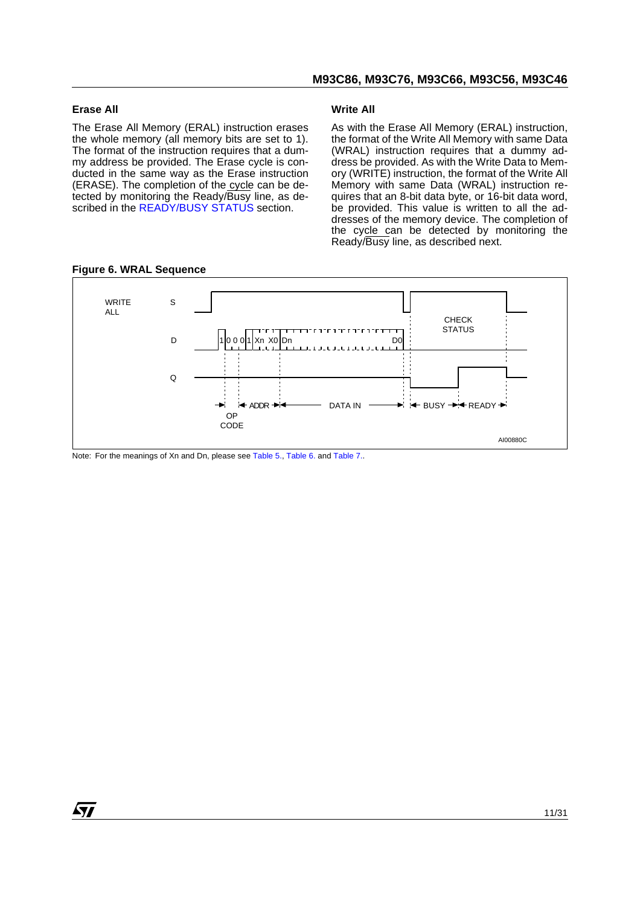### Erase All

The Erase All Memory (ERAL) instruction erases the whole memory (all memory bits are set to 1). The format of the instruction requires that a dummy address be provided. The Erase cycle is conducted in the same way as the Erase instruction (ERASE). The completion of the cycle can be detected by monitoring the Ready/Busy line, as described in the READY/BUSY STATUS section.

### Write All

As with the Erase All Memory (ERAL) instruction, the format of the Write All Memory with same Data (WRAL) instruction requires that a dummy address be provided. As with the Write Data to Memory (WRITE) instruction, the format of the Write All Memory with same Data (WRAL) instruction requires that an 8-bit data byte, or 16-bit data word, be provided. This value is written to all the addresses of the memory device. The completion of the cycle can be detected by monitoring the Ready/Busy line, as described next.

**Figure 6. WRAL Sequence**

Note: For the meanings of Xn and Dn, please see Table 5., Table 6. and Table 7..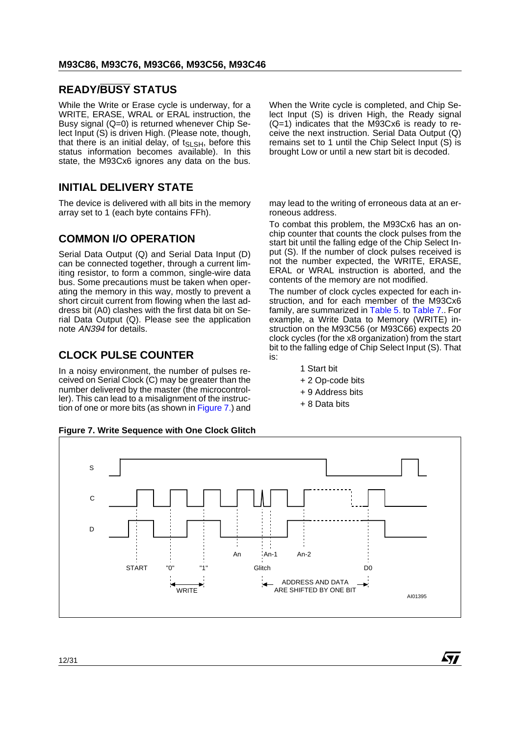## READY/BUSY STATUS

While the Write or Erase cycle is underway, for a WRITE, ERASE, WRAL or ERAL instruction, the Busy signal (Q=0) is returned whenever Chip Select Input (S) is driven High. (Please note, though, that there is an initial delay, of $t_{SLSH}$, before this status information becomes available). In this state, the M93Cx6 ignores any data on the bus.

When the Write cycle is completed, and Chip Select Input (S) is driven High, the Ready signal (Q=1) indicates that the M93Cx6 is ready to receive the next instruction. Serial Data Output (Q) remains set to 1 until the Chip Select Input (S) is brought Low or until a new start bit is decoded.

## INITIAL DELIVERY STATE

The device is delivered with all bits in the memory array set to 1 (each byte contains FFh).

## COMMON I/O OPERATION

Serial Data Output (Q) and Serial Data Input (D) can be connected together, through a current limiting resistor, to form a common, single-wire data bus. Some precautions must be taken when operating the memory in this way, mostly to prevent a short circuit current from flowing when the last address bit (A0) clashes with the first data bit on Serial Data Output (Q). Please see the application note *AN394* for details.

## CLOCK PULSE COUNTER

In a noisy environment, the number of pulses received on Serial Clock (C) may be greater than the number delivered by the master (the microcontroller). This can lead to a misalignment of the instruction of one or more bits (as shown in Figure 7.) and may lead to the writing of erroneous data at an erroneous address.

To combat this problem, the M93Cx6 has an on-chip counter that counts the clock pulses from the start bit until the falling edge of the Chip Select Input (S). If the number of clock pulses received is not the number expected, the WRITE, ERASE, ERAL or WRAL instruction is aborted, and the contents of the memory are not modified.

The number of clock cycles expected for each instruction, and for each member of the M93Cx6 family, are summarized in Table 5. to Table 7.. For example, a Write Data to Memory (WRITE) instruction on the M93C56 (or M93C66) expects 20 clock cycles (for the x8 organization) from the start bit to the falling edge of Chip Select Input (S). That is:

1 Start bit
+ 2 Op-code bits
+ 9 Address bits
+ 8 Data bits

**Figure 7. Write Sequence with One Clock Glitch**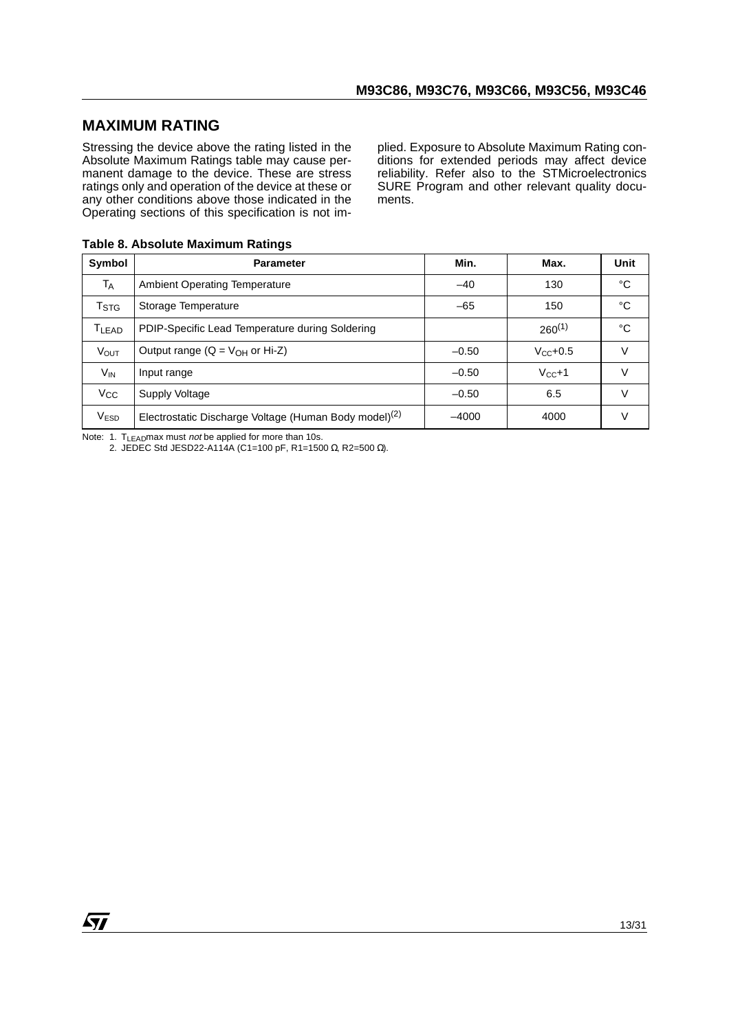## MAXIMUM RATING

Stressing the device above the rating listed in the Absolute Maximum Ratings table may cause permanent damage to the device. These are stress ratings only and operation of the device at these or any other conditions above those indicated in the Operating sections of this specification is not implied. Exposure to Absolute Maximum Rating conditions for extended periods may affect device reliability. Refer also to the STMicroelectronics SURE Program and other relevant quality documents.

**Table 8. Absolute Maximum Ratings**

| Symbol | Parameter | Min. | Max. | Unit |
|---|---|---|---|---|
| $T_A$ | Ambient Operating Temperature | –40 | 130 | °C |
| $T_{STG}$ | Storage Temperature | –65 | 150 | °C |
| $T_{LEAD}$ | PDIP-Specific Lead Temperature during Soldering | | 260[1] | °C |
| $V_{OUT}$ | Output range (Q = $V_{OH}$ or Hi-Z) | –0.50 | $V_{CC}$+0.5 | V |
| $V_{IN}$ | Input range | –0.50 | $V_{CC}$+1 | V |
| $V_{CC}$ | Supply Voltage | –0.50 | 6.5 | V |
| $V_{ESD}$ | Electrostatic Discharge Voltage (Human Body model)[2] | –4000 | 4000 | V |

Note: 1. $T_{LEAD}$max must *not* be applied for more than 10s.
2. JEDEC Std JESD22-A114A (C1=100 pF, R1=1500 Ω, R2=500 Ω).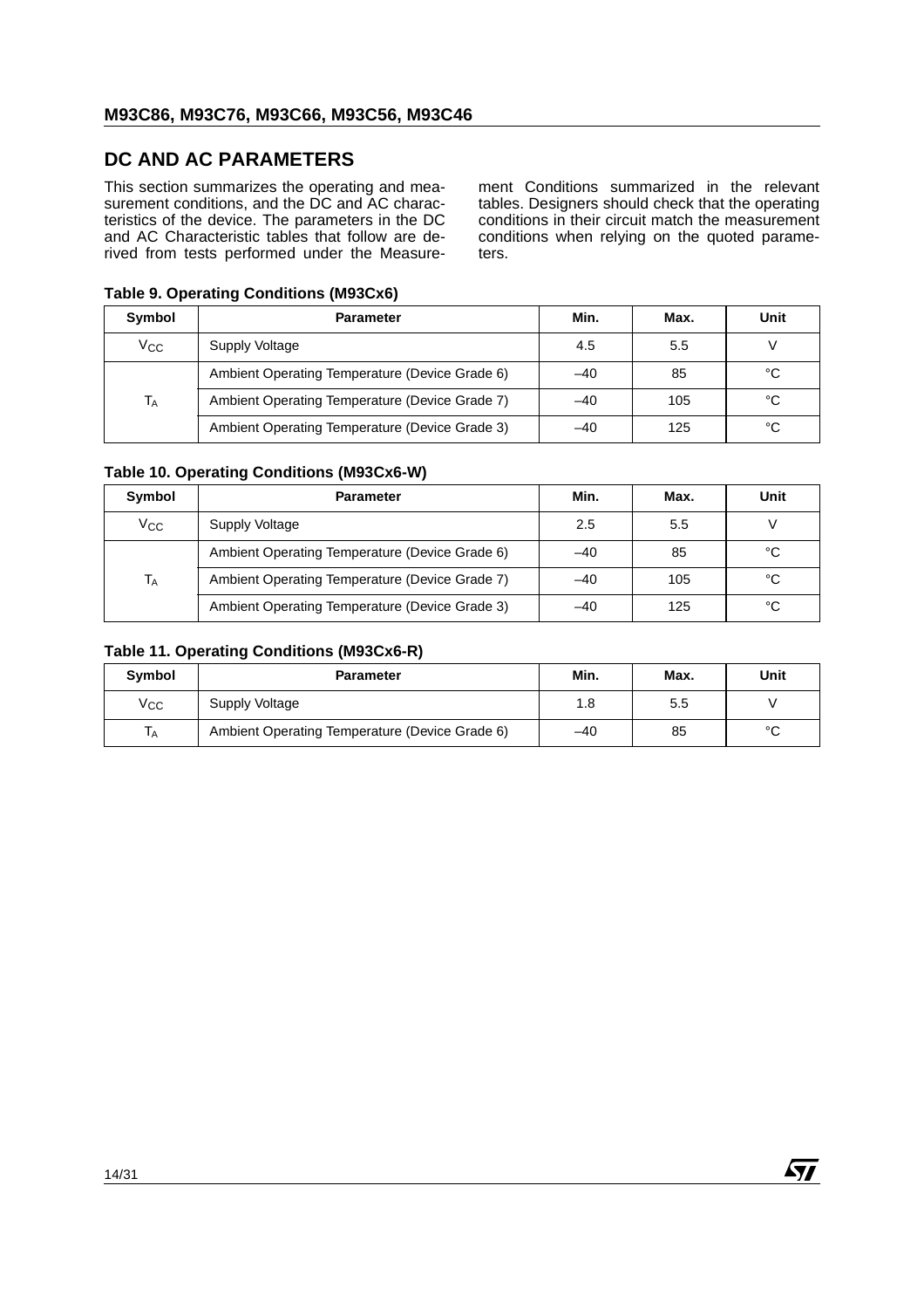## DC AND AC PARAMETERS

This section summarizes the operating and measurement conditions, and the DC and AC characteristics of the device. The parameters in the DC and AC Characteristic tables that follow are derived from tests performed under the Measurement Conditions summarized in the relevant tables. Designers should check that the operating conditions in their circuit match the measurement conditions when relying on the quoted parameters.

**Table 9. Operating Conditions (M93Cx6)**

| Symbol | Parameter | Min. | Max. | Unit |
|---|---|---|---|---|
| $V_{CC}$ | Supply Voltage | 4.5 | 5.5 | V |
| $T_A$ | Ambient Operating Temperature (Device Grade 6) | –40 | 85 | °C |
| | Ambient Operating Temperature (Device Grade 7) | –40 | 105 | °C |
| | Ambient Operating Temperature (Device Grade 3) | –40 | 125 | °C |

**Table 10. Operating Conditions (M93Cx6-W)**

| Symbol | Parameter | Min. | Max. | Unit |
|---|---|---|---|---|
| $V_{CC}$ | Supply Voltage | 2.5 | 5.5 | V |
| $T_A$ | Ambient Operating Temperature (Device Grade 6) | –40 | 85 | °C |
| | Ambient Operating Temperature (Device Grade 7) | –40 | 105 | °C |
| | Ambient Operating Temperature (Device Grade 3) | –40 | 125 | °C |

**Table 11. Operating Conditions (M93Cx6-R)**

| Symbol | Parameter | Min. | Max. | Unit |
|---|---|---|---|---|
| $V_{CC}$ | Supply Voltage | 1.8 | 5.5 | V |
| $T_A$ | Ambient Operating Temperature (Device Grade 6) | –40 | 85 | °C |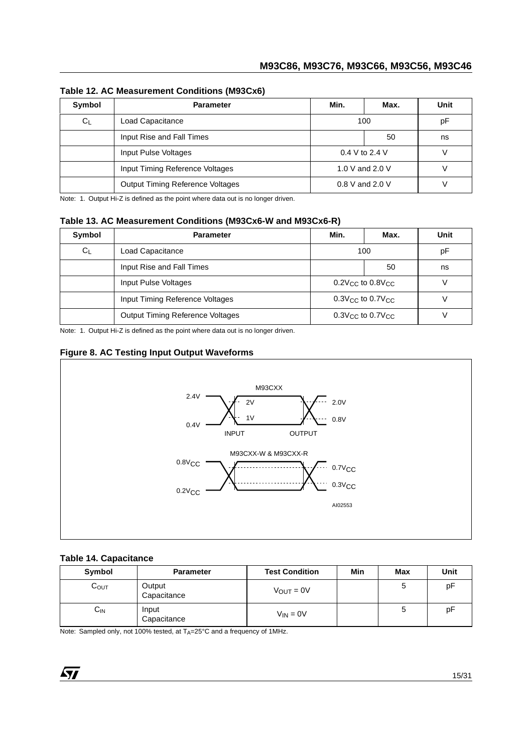**Table 12. AC Measurement Conditions (M93Cx6)**

| Symbol | Parameter | Min. | Max. | Unit |
|---|---|---|---|---|
| $C_L$ | Load Capacitance | 100 | | pF |
| | Input Rise and Fall Times | | 50 | ns |
| | Input Pulse Voltages | 0.4 V to 2.4 V | | V |
| | Input Timing Reference Voltages | 1.0 V and 2.0 V | | V |
| | Output Timing Reference Voltages | 0.8 V and 2.0 V | | V |

Note: 1. Output Hi-Z is defined as the point where data out is no longer driven.

**Table 13. AC Measurement Conditions (M93Cx6-W and M93Cx6-R)**

| Symbol | Parameter | Min. | Max. | Unit |
|---|---|---|---|---|
| $C_L$ | Load Capacitance | 100 | | pF |
| | Input Rise and Fall Times | | 50 | ns |
| | Input Pulse Voltages | $0.2V_{CC}$ to $0.8V_{CC}$ | | V |
| | Input Timing Reference Voltages | $0.3V_{CC}$ to $0.7V_{CC}$ | | V |
| | Output Timing Reference Voltages | $0.3V_{CC}$ to $0.7V_{CC}$ | | V |

Note: 1. Output Hi-Z is defined as the point where data out is no longer driven.

**Figure 8. AC Testing Input Output Waveforms**

M93CXX: 2.4V, 0.4V, 2V, 1V, INPUT, OUTPUT, 2.0V, 0.8V

M93CXX-W & M93CXX-R: $0.8V_{CC}$, $0.2V_{CC}$, $0.7V_{CC}$, $0.3V_{CC}$

AI02553

**Table 14. Capacitance**

| Symbol | Parameter | Test Condition | Min | Max | Unit |
|---|---|---|---|---|---|
| $C_{OUT}$ | Output Capacitance | $V_{OUT} = 0V$ | | 5 | pF |
| $C_{IN}$ | Input Capacitance | $V_{IN} = 0V$ | | 5 | pF |

Note: Sampled only, not 100% tested, at $T_A$=25°C and a frequency of 1MHz.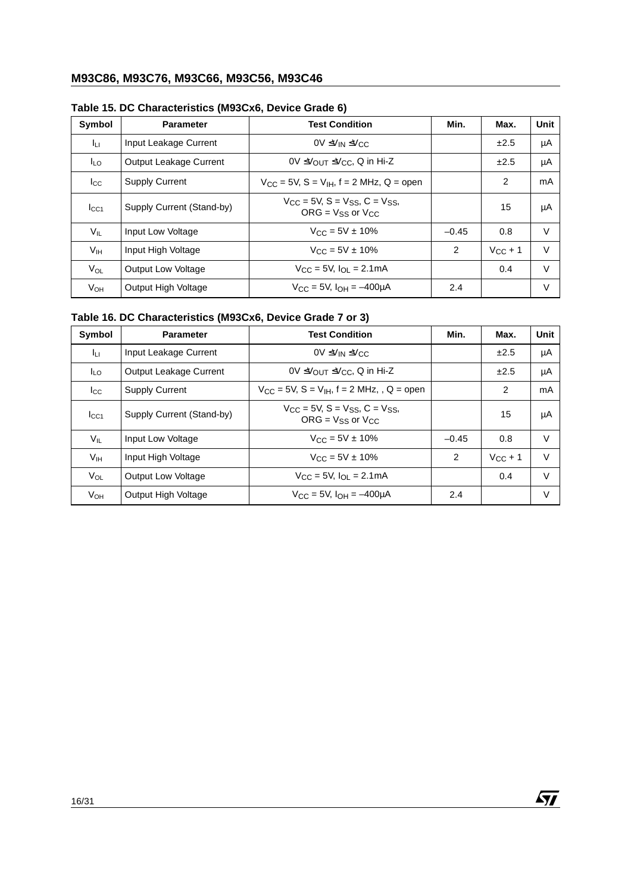**Table 15. DC Characteristics (M93Cx6, Device Grade 6)**

| Symbol | Parameter | Test Condition | Min. | Max. | Unit |
|---|---|---|---|---|---|
| $I_{LI}$ | Input Leakage Current | $0V \leq V_{IN} \leq V_{CC}$ | | ±2.5 | µA |
| $I_{LO}$ | Output Leakage Current | $0V \leq V_{OUT} \leq V_{CC}$, Q in Hi-Z | | ±2.5 | µA |
| $I_{CC}$ | Supply Current | $V_{CC}$ = 5V, S = $V_{IH}$, f = 2 MHz, Q = open | | 2 | mA |
| $I_{CC1}$ | Supply Current (Stand-by) | $V_{CC}$ = 5V, S = $V_{SS}$, C = $V_{SS}$, ORG = $V_{SS}$ or $V_{CC}$ | | 15 | µA |
| $V_{IL}$ | Input Low Voltage | $V_{CC}$ = 5V ± 10% | –0.45 | 0.8 | V |
| $V_{IH}$ | Input High Voltage | $V_{CC}$ = 5V ± 10% | 2 | $V_{CC}$ + 1 | V |
| $V_{OL}$ | Output Low Voltage | $V_{CC}$ = 5V, $I_{OL}$ = 2.1mA | | 0.4 | V |
| $V_{OH}$ | Output High Voltage | $V_{CC}$ = 5V, $I_{OH}$ = –400µA | 2.4 | | V |

**Table 16. DC Characteristics (M93Cx6, Device Grade 7 or 3)**

| Symbol | Parameter | Test Condition | Min. | Max. | Unit |
|---|---|---|---|---|---|
| $I_{LI}$ | Input Leakage Current | $0V \leq V_{IN} \leq V_{CC}$ | | ±2.5 | µA |
| $I_{LO}$ | Output Leakage Current | $0V \leq V_{OUT} \leq V_{CC}$, Q in Hi-Z | | ±2.5 | µA |
| $I_{CC}$ | Supply Current | $V_{CC}$ = 5V, S = $V_{IH}$, f = 2 MHz, , Q = open | | 2 | mA |
| $I_{CC1}$ | Supply Current (Stand-by) | $V_{CC}$ = 5V, S = $V_{SS}$, C = $V_{SS}$, ORG = $V_{SS}$ or $V_{CC}$ | | 15 | µA |
| $V_{IL}$ | Input Low Voltage | $V_{CC}$ = 5V ± 10% | –0.45 | 0.8 | V |
| $V_{IH}$ | Input High Voltage | $V_{CC}$ = 5V ± 10% | 2 | $V_{CC}$ + 1 | V |
| $V_{OL}$ | Output Low Voltage | $V_{CC}$ = 5V, $I_{OL}$ = 2.1mA | | 0.4 | V |
| $V_{OH}$ | Output High Voltage | $V_{CC}$ = 5V, $I_{OH}$ = –400µA | 2.4 | | V |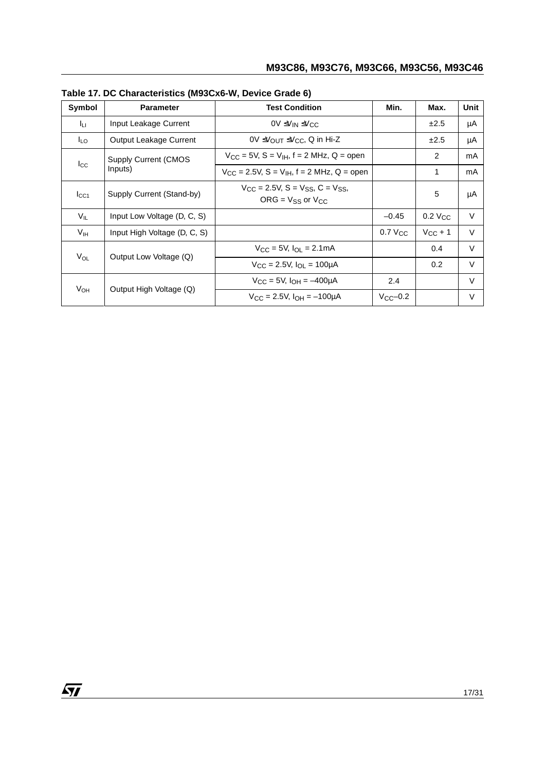**Table 17. DC Characteristics (M93Cx6-W, Device Grade 6)**

| Symbol | Parameter | Test Condition | Min. | Max. | Unit |
|---|---|---|---|---|---|
| $I_{LI}$ | Input Leakage Current | $0V \le V_{IN} \le V_{CC}$ | | ±2.5 | µA |
| $I_{LO}$ | Output Leakage Current | $0V \le V_{OUT} \le V_{CC}$, Q in Hi-Z | | ±2.5 | µA |
| $I_{CC}$ | Supply Current (CMOS Inputs) | $V_{CC}$ = 5V, S = $V_{IH}$, f = 2 MHz, Q = open | | 2 | mA |
| | | $V_{CC}$ = 2.5V, S = $V_{IH}$, f = 2 MHz, Q = open | | 1 | mA |
| $I_{CC1}$ | Supply Current (Stand-by) | $V_{CC}$ = 2.5V, S = $V_{SS}$, C = $V_{SS}$, ORG = $V_{SS}$ or $V_{CC}$ | | 5 | µA |
| $V_{IL}$ | Input Low Voltage (D, C, S) | | –0.45 | 0.2 $V_{CC}$ | V |
| $V_{IH}$ | Input High Voltage (D, C, S) | | 0.7 $V_{CC}$ | $V_{CC}$ + 1 | V |
| $V_{OL}$ | Output Low Voltage (Q) | $V_{CC}$ = 5V, $I_{OL}$ = 2.1mA | | 0.4 | V |
| | | $V_{CC}$ = 2.5V, $I_{OL}$ = 100µA | | 0.2 | V |
| $V_{OH}$ | Output High Voltage (Q) | $V_{CC}$ = 5V, $I_{OH}$ = –400µA | 2.4 | | V |
| | | $V_{CC}$ = 2.5V, $I_{OH}$ = –100µA | $V_{CC}$–0.2 | | V |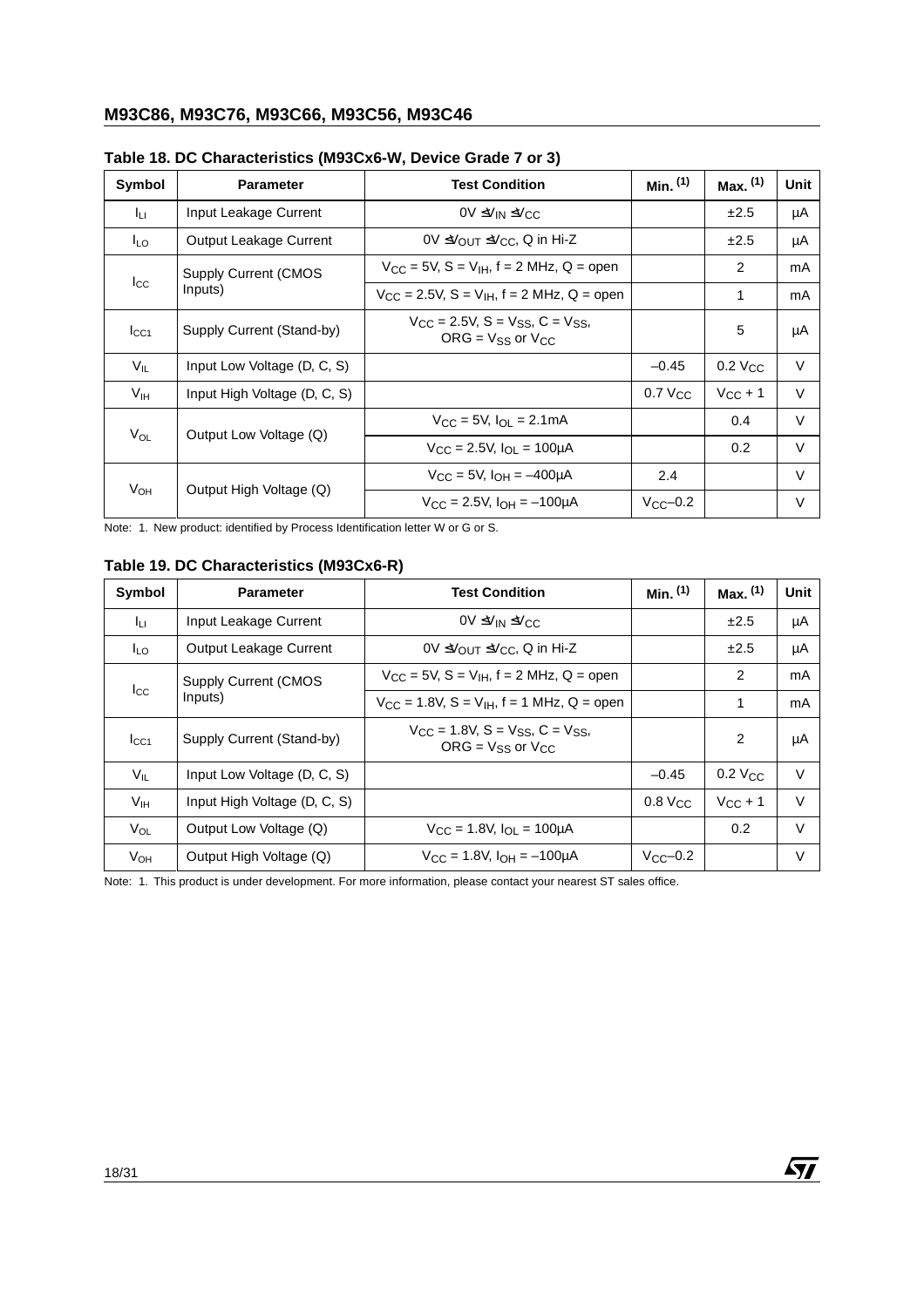**Table 18. DC Characteristics (M93Cx6-W, Device Grade 7 or 3)**

| Symbol | Parameter | Test Condition | Min. (1) | Max. (1) | Unit |
|---|---|---|---|---|---|
| $I_{LI}$ | Input Leakage Current | $0V \le V_{IN} \le V_{CC}$ | | ±2.5 | µA |
| $I_{LO}$ | Output Leakage Current | $0V \le V_{OUT} \le V_{CC}$, Q in Hi-Z | | ±2.5 | µA |
| $I_{CC}$ | Supply Current (CMOS Inputs) | $V_{CC}$ = 5V, S = $V_{IH}$, f = 2 MHz, Q = open | | 2 | mA |
| | | $V_{CC}$ = 2.5V, S = $V_{IH}$, f = 2 MHz, Q = open | | 1 | mA |
| $I_{CC1}$ | Supply Current (Stand-by) | $V_{CC}$ = 2.5V, S = $V_{SS}$, C = $V_{SS}$, ORG = $V_{SS}$ or $V_{CC}$ | | 5 | µA |
| $V_{IL}$ | Input Low Voltage (D, C, S) | | –0.45 | 0.2 $V_{CC}$ | V |
| $V_{IH}$ | Input High Voltage (D, C, S) | | 0.7 $V_{CC}$ | $V_{CC}$ + 1 | V |
| $V_{OL}$ | Output Low Voltage (Q) | $V_{CC}$ = 5V, $I_{OL}$ = 2.1mA | | 0.4 | V |
| | | $V_{CC}$ = 2.5V, $I_{OL}$ = 100µA | | 0.2 | V |
| $V_{OH}$ | Output High Voltage (Q) | $V_{CC}$ = 5V, $I_{OH}$ = –400µA | 2.4 | | V |
| | | $V_{CC}$ = 2.5V, $I_{OH}$ = –100µA | $V_{CC}$–0.2 | | V |

Note: 1. New product: identified by Process Identification letter W or G or S.

**Table 19. DC Characteristics (M93Cx6-R)**

| Symbol | Parameter | Test Condition | Min. (1) | Max. (1) | Unit |
|---|---|---|---|---|---|
| $I_{LI}$ | Input Leakage Current | $0V \le V_{IN} \le V_{CC}$ | | ±2.5 | µA |
| $I_{LO}$ | Output Leakage Current | $0V \le V_{OUT} \le V_{CC}$, Q in Hi-Z | | ±2.5 | µA |
| $I_{CC}$ | Supply Current (CMOS Inputs) | $V_{CC}$ = 5V, S = $V_{IH}$, f = 2 MHz, Q = open | | 2 | mA |
| | | $V_{CC}$ = 1.8V, S = $V_{IH}$, f = 1 MHz, Q = open | | 1 | mA |
| $I_{CC1}$ | Supply Current (Stand-by) | $V_{CC}$ = 1.8V, S = $V_{SS}$, C = $V_{SS}$, ORG = $V_{SS}$ or $V_{CC}$ | | 2 | µA |
| $V_{IL}$ | Input Low Voltage (D, C, S) | | –0.45 | 0.2 $V_{CC}$ | V |
| $V_{IH}$ | Input High Voltage (D, C, S) | | 0.8 $V_{CC}$ | $V_{CC}$ + 1 | V |
| $V_{OL}$ | Output Low Voltage (Q) | $V_{CC}$ = 1.8V, $I_{OL}$ = 100µA | | 0.2 | V |
| $V_{OH}$ | Output High Voltage (Q) | $V_{CC}$ = 1.8V, $I_{OH}$ = –100µA | $V_{CC}$–0.2 | | V |

Note: 1. This product is under development. For more information, please contact your nearest ST sales office.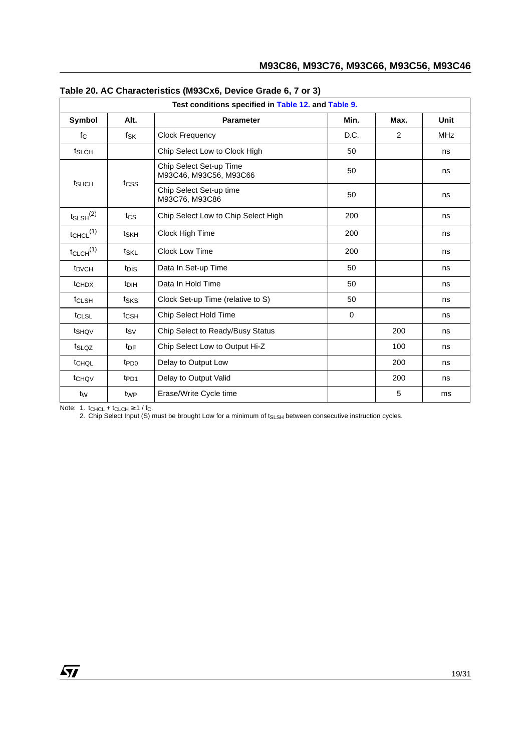**Table 20. AC Characteristics (M93Cx6, Device Grade 6, 7 or 3)**

| Test conditions specified in Table 12. and Table 9. | | | | | |
|---|---|---|---|---|---|
| **Symbol** | **Alt.** | **Parameter** | **Min.** | **Max.** | **Unit** |
| $f_C$ | $f_{SK}$ | Clock Frequency | D.C. | 2 | MHz |
| $t_{SLCH}$ | | Chip Select Low to Clock High | 50 | | ns |
| $t_{SHCH}$ | $t_{CSS}$ | Chip Select Set-up Time M93C46, M93C56, M93C66 | 50 | | ns |
| | | Chip Select Set-up time M93C76, M93C86 | 50 | | ns |
| $t_{SLSH}$ (2) | $t_{CS}$ | Chip Select Low to Chip Select High | 200 | | ns |
| $t_{CHCL}$ (1) | $t_{SKH}$ | Clock High Time | 200 | | ns |
| $t_{CLCH}$ (1) | $t_{SKL}$ | Clock Low Time | 200 | | ns |
| $t_{DVCH}$ | $t_{DIS}$ | Data In Set-up Time | 50 | | ns |
| $t_{CHDX}$ | $t_{DIH}$ | Data In Hold Time | 50 | | ns |
| $t_{CLSH}$ | $t_{SKS}$ | Clock Set-up Time (relative to S) | 50 | | ns |
| $t_{CLSL}$ | $t_{CSH}$ | Chip Select Hold Time | 0 | | ns |
| $t_{SHQV}$ | $t_{SV}$ | Chip Select to Ready/Busy Status | | 200 | ns |
| $t_{SLQZ}$ | $t_{DF}$ | Chip Select Low to Output Hi-Z | | 100 | ns |
| $t_{CHQL}$ | $t_{PD0}$ | Delay to Output Low | | 200 | ns |
| $t_{CHQV}$ | $t_{PD1}$ | Delay to Output Valid | | 200 | ns |
| $t_W$ | $t_{WP}$ | Erase/Write Cycle time | | 5 | ms |

Note: 1. $t_{CHCL} + t_{CLCH} \geq 1 / f_C$.

2. Chip Select Input (S) must be brought Low for a minimum of $t_{SLSH}$ between consecutive instruction cycles.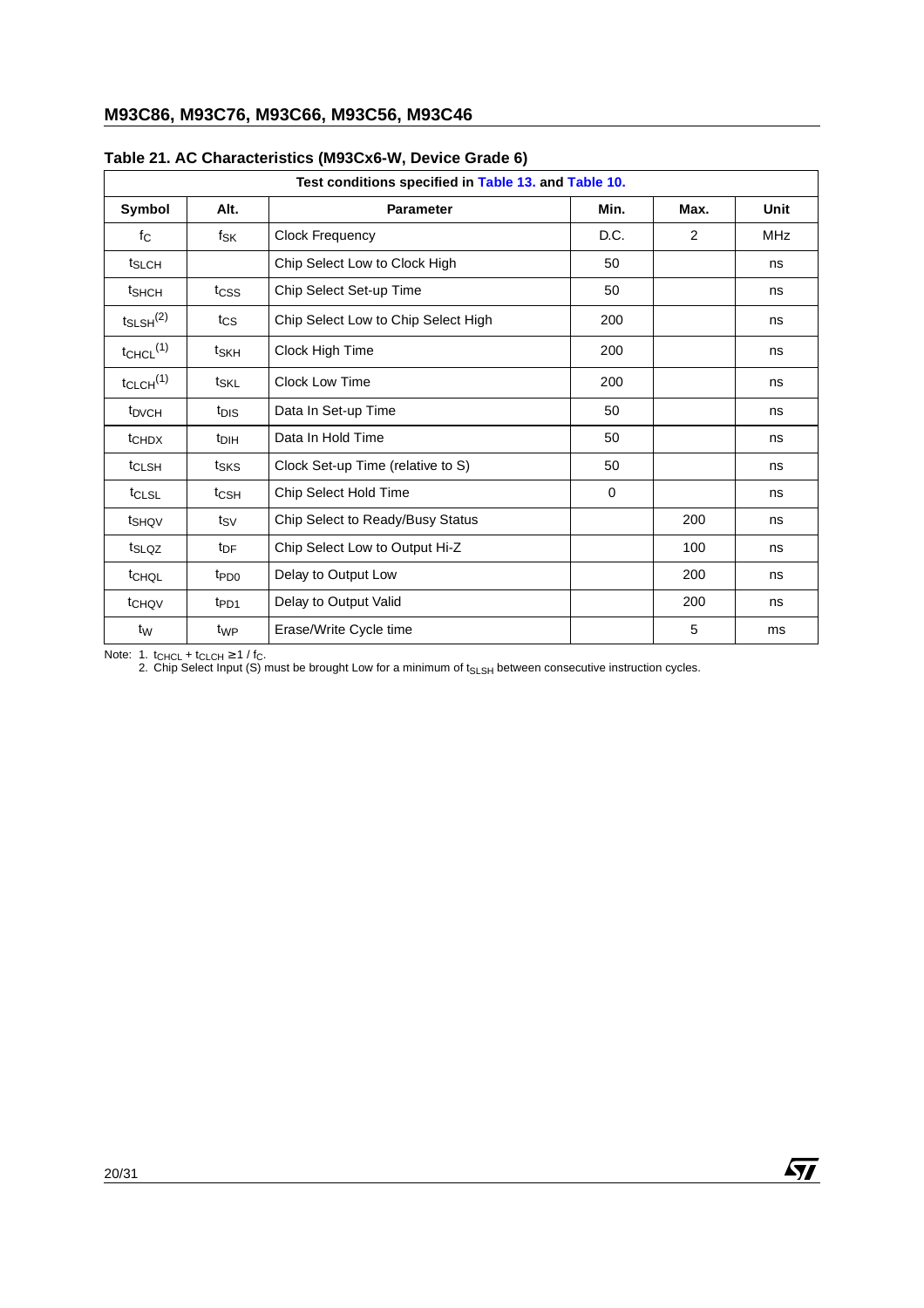## Table 21. AC Characteristics (M93Cx6-W, Device Grade 6)

| Test conditions specified in Table 13. and Table 10. | | | | | |
|---|---|---|---|---|---|
| **Symbol** | **Alt.** | **Parameter** | **Min.** | **Max.** | **Unit** |
| $f_C$ | $f_{SK}$ | Clock Frequency | D.C. | 2 | MHz |
| $t_{SLCH}$ | | Chip Select Low to Clock High | 50 | | ns |
| $t_{SHCH}$ | $t_{CSS}$ | Chip Select Set-up Time | 50 | | ns |
| $t_{SLSH}$(2) | $t_{CS}$ | Chip Select Low to Chip Select High | 200 | | ns |
| $t_{CHCL}$(1) | $t_{SKH}$ | Clock High Time | 200 | | ns |
| $t_{CLCH}$(1) | $t_{SKL}$ | Clock Low Time | 200 | | ns |
| $t_{DVCH}$ | $t_{DIS}$ | Data In Set-up Time | 50 | | ns |
| $t_{CHDX}$ | $t_{DIH}$ | Data In Hold Time | 50 | | ns |
| $t_{CLSH}$ | $t_{SKS}$ | Clock Set-up Time (relative to S) | 50 | | ns |
| $t_{CLSL}$ | $t_{CSH}$ | Chip Select Hold Time | 0 | | ns |
| $t_{SHQV}$ | $t_{SV}$ | Chip Select to Ready/Busy Status | | 200 | ns |
| $t_{SLQZ}$ | $t_{DF}$ | Chip Select Low to Output Hi-Z | | 100 | ns |
| $t_{CHQL}$ | $t_{PD0}$ | Delay to Output Low | | 200 | ns |
| $t_{CHQV}$ | $t_{PD1}$ | Delay to Output Valid | | 200 | ns |
| $t_W$ | $t_{WP}$ | Erase/Write Cycle time | | 5 | ms |

Note: 1. $t_{CHCL} + t_{CLCH} \geq 1 / f_C$.
2. Chip Select Input (S) must be brought Low for a minimum of $t_{SLSH}$ between consecutive instruction cycles.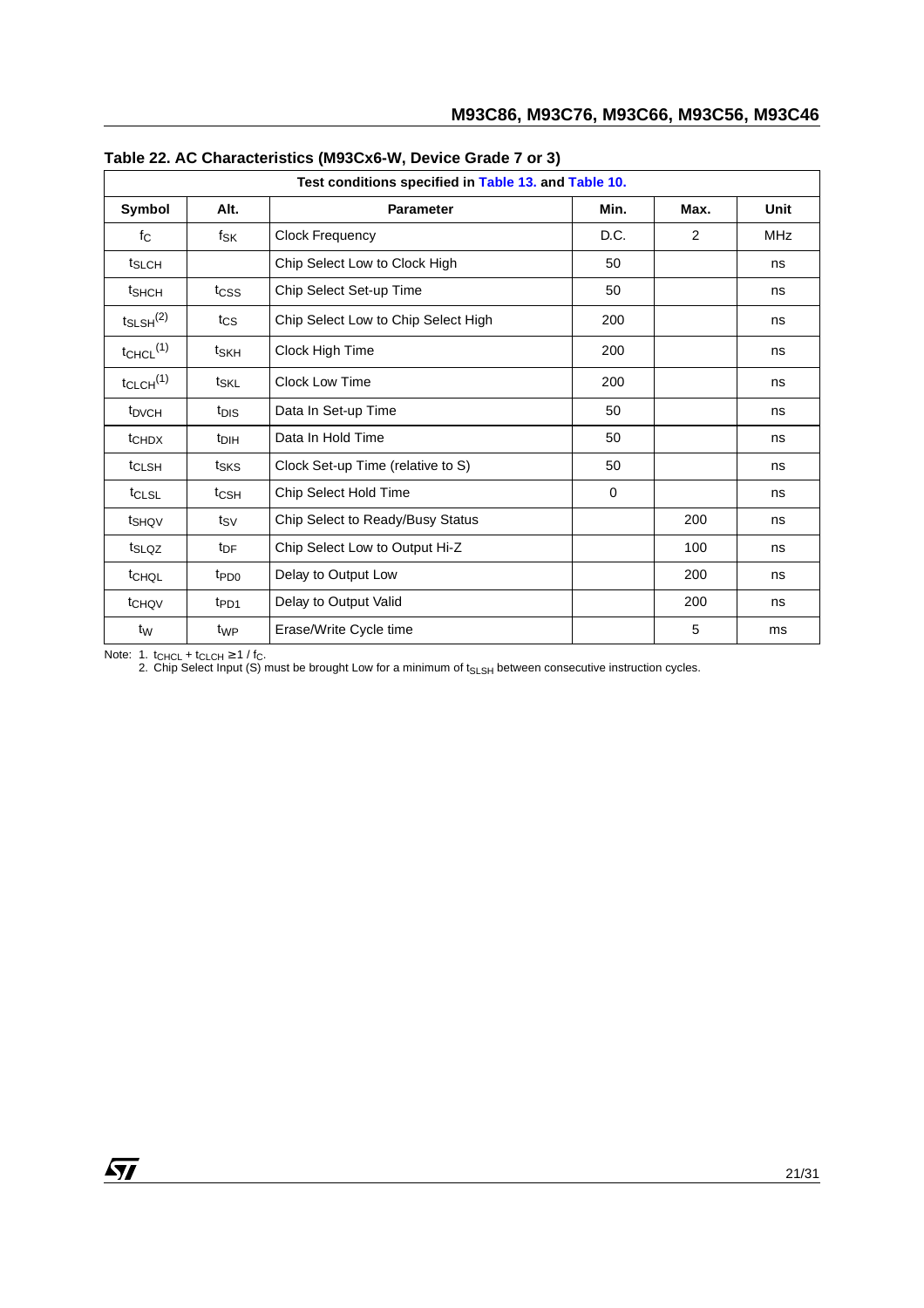**Table 22. AC Characteristics (M93Cx6-W, Device Grade 7 or 3)**

| Test conditions specified in Table 13. and Table 10. | | | | | |
|---|---|---|---|---|---|
| **Symbol** | **Alt.** | **Parameter** | **Min.** | **Max.** | **Unit** |
| $f_C$ | $f_{SK}$ | Clock Frequency | D.C. | 2 | MHz |
| $t_{SLCH}$ | | Chip Select Low to Clock High | 50 | | ns |
| $t_{SHCH}$ | $t_{CSS}$ | Chip Select Set-up Time | 50 | | ns |
| $t_{SLSH}$ (2) | $t_{CS}$ | Chip Select Low to Chip Select High | 200 | | ns |
| $t_{CHCL}$ (1) | $t_{SKH}$ | Clock High Time | 200 | | ns |
| $t_{CLCH}$ (1) | $t_{SKL}$ | Clock Low Time | 200 | | ns |
| $t_{DVCH}$ | $t_{DIS}$ | Data In Set-up Time | 50 | | ns |
| $t_{CHDX}$ | $t_{DIH}$ | Data In Hold Time | 50 | | ns |
| $t_{CLSH}$ | $t_{SKS}$ | Clock Set-up Time (relative to S) | 50 | | ns |
| $t_{CLSL}$ | $t_{CSH}$ | Chip Select Hold Time | 0 | | ns |
| $t_{SHQV}$ | $t_{SV}$ | Chip Select to Ready/Busy Status | | 200 | ns |
| $t_{SLQZ}$ | $t_{DF}$ | Chip Select Low to Output Hi-Z | | 100 | ns |
| $t_{CHQL}$ | $t_{PD0}$ | Delay to Output Low | | 200 | ns |
| $t_{CHQV}$ | $t_{PD1}$ | Delay to Output Valid | | 200 | ns |
| $t_W$ | $t_{WP}$ | Erase/Write Cycle time | | 5 | ms |

Note: 1. $t_{CHCL} + t_{CLCH} \geq 1 / f_C$.
2. Chip Select Input (S) must be brought Low for a minimum of $t_{SLSH}$ between consecutive instruction cycles.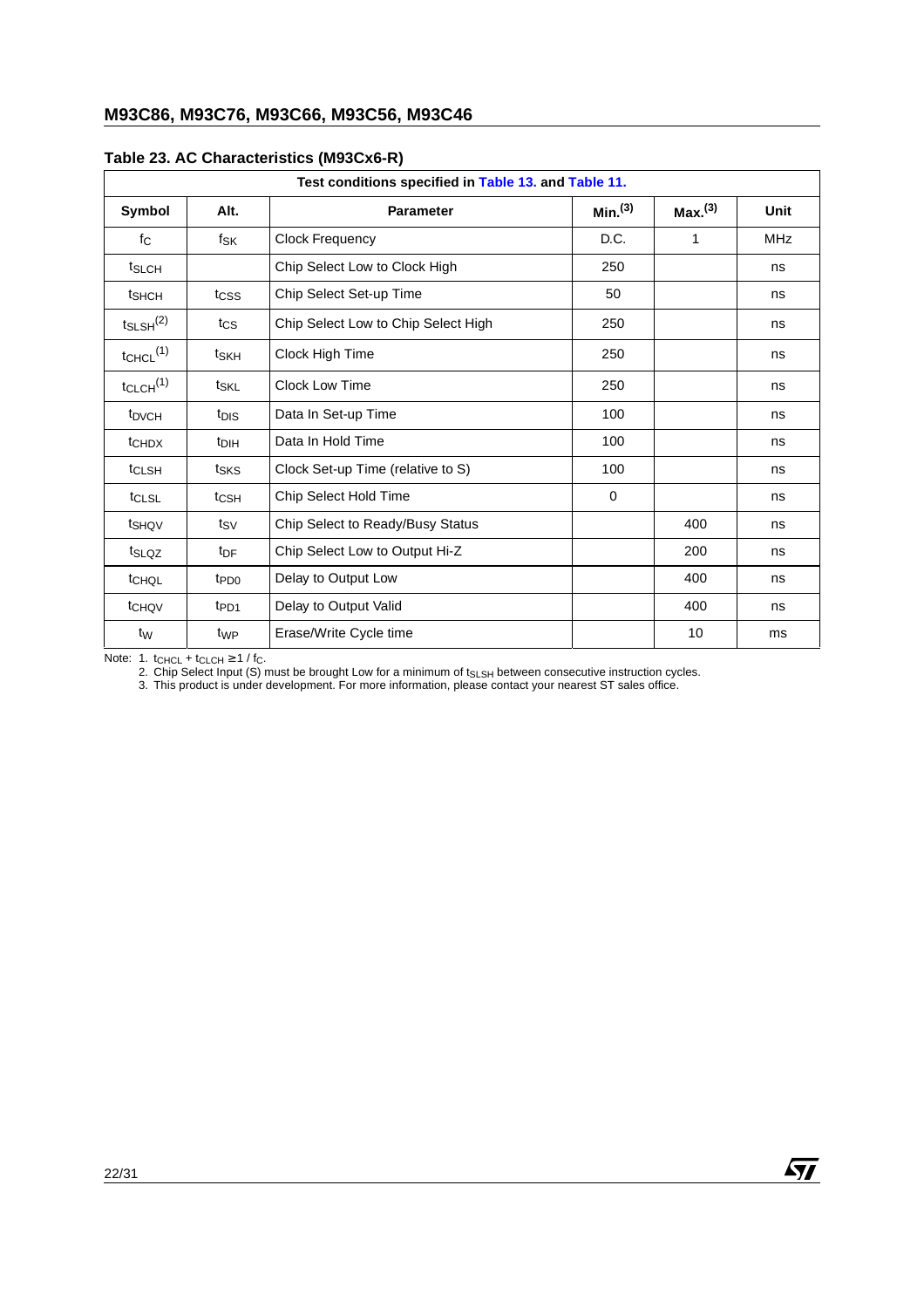## Table 23. AC Characteristics (M93Cx6-R)

| Test conditions specified in Table 13. and Table 11. | | | | | |
|---|---|---|---|---|---|
| **Symbol** | **Alt.** | **Parameter** | **Min.**(3) | **Max.**(3) | **Unit** |
| $f_C$ | $f_{SK}$ | Clock Frequency | D.C. | 1 | MHz |
| $t_{SLCH}$ | | Chip Select Low to Clock High | 250 | | ns |
| $t_{SHCH}$ | $t_{CSS}$ | Chip Select Set-up Time | 50 | | ns |
| $t_{SLSH}$(2) | $t_{CS}$ | Chip Select Low to Chip Select High | 250 | | ns |
| $t_{CHCL}$(1) | $t_{SKH}$ | Clock High Time | 250 | | ns |
| $t_{CLCH}$(1) | $t_{SKL}$ | Clock Low Time | 250 | | ns |
| $t_{DVCH}$ | $t_{DIS}$ | Data In Set-up Time | 100 | | ns |
| $t_{CHDX}$ | $t_{DIH}$ | Data In Hold Time | 100 | | ns |
| $t_{CLSH}$ | $t_{SKS}$ | Clock Set-up Time (relative to S) | 100 | | ns |
| $t_{CLSL}$ | $t_{CSH}$ | Chip Select Hold Time | 0 | | ns |
| $t_{SHQV}$ | $t_{SV}$ | Chip Select to Ready/Busy Status | | 400 | ns |
| $t_{SLQZ}$ | $t_{DF}$ | Chip Select Low to Output Hi-Z | | 200 | ns |
| $t_{CHQL}$ | $t_{PD0}$ | Delay to Output Low | | 400 | ns |
| $t_{CHQV}$ | $t_{PD1}$ | Delay to Output Valid | | 400 | ns |
| $t_W$ | $t_{WP}$ | Erase/Write Cycle time | | 10 | ms |

Note: 1. $t_{CHCL} + t_{CLCH} \geq 1 / f_C$.
2. Chip Select Input (S) must be brought Low for a minimum of $t_{SLSH}$ between consecutive instruction cycles.
3. This product is under development. For more information, please contact your nearest ST sales office.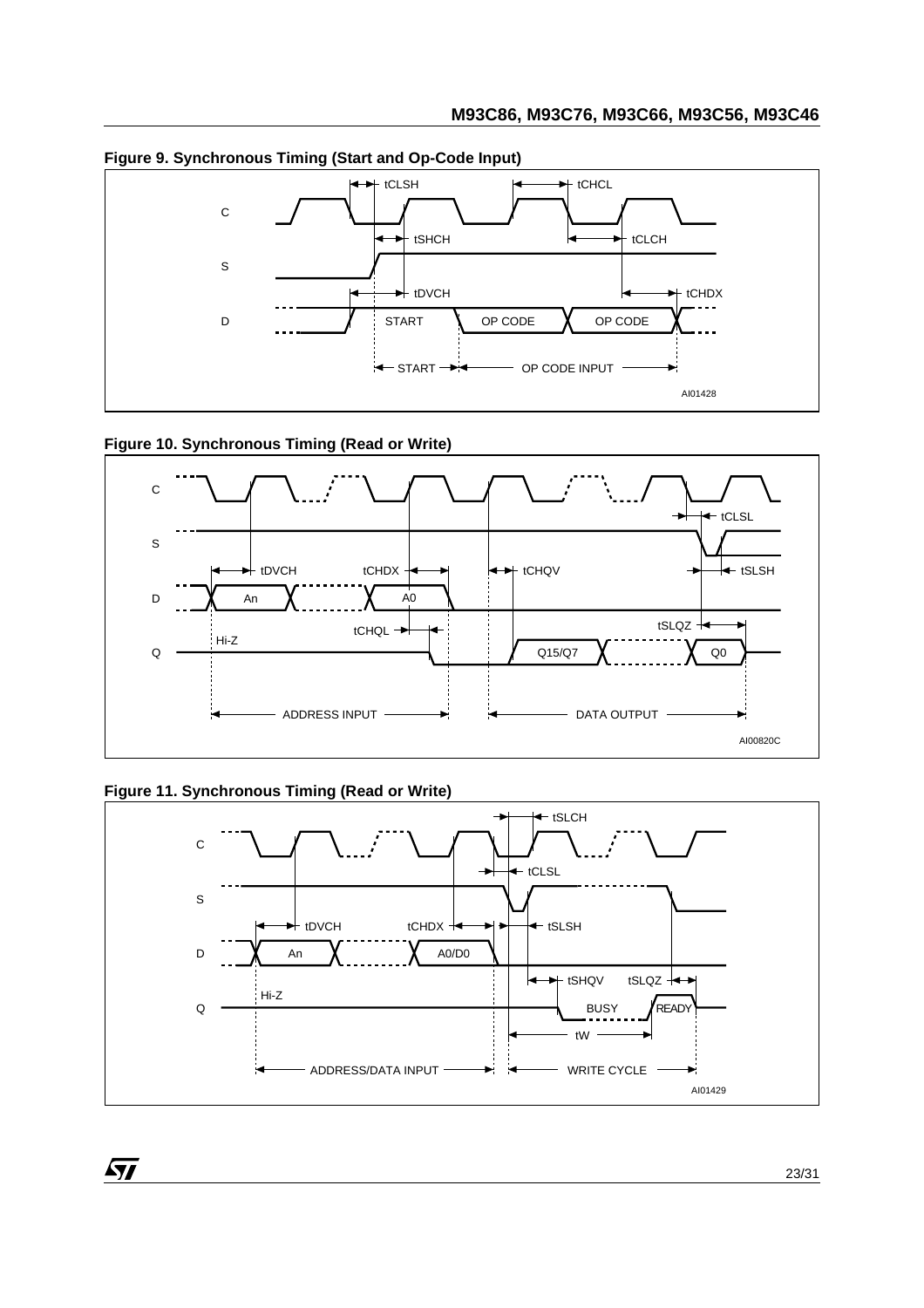**Figure 9. Synchronous Timing (Start and Op-Code Input)**

**Figure 10. Synchronous Timing (Read or Write)**

**Figure 11. Synchronous Timing (Read or Write)**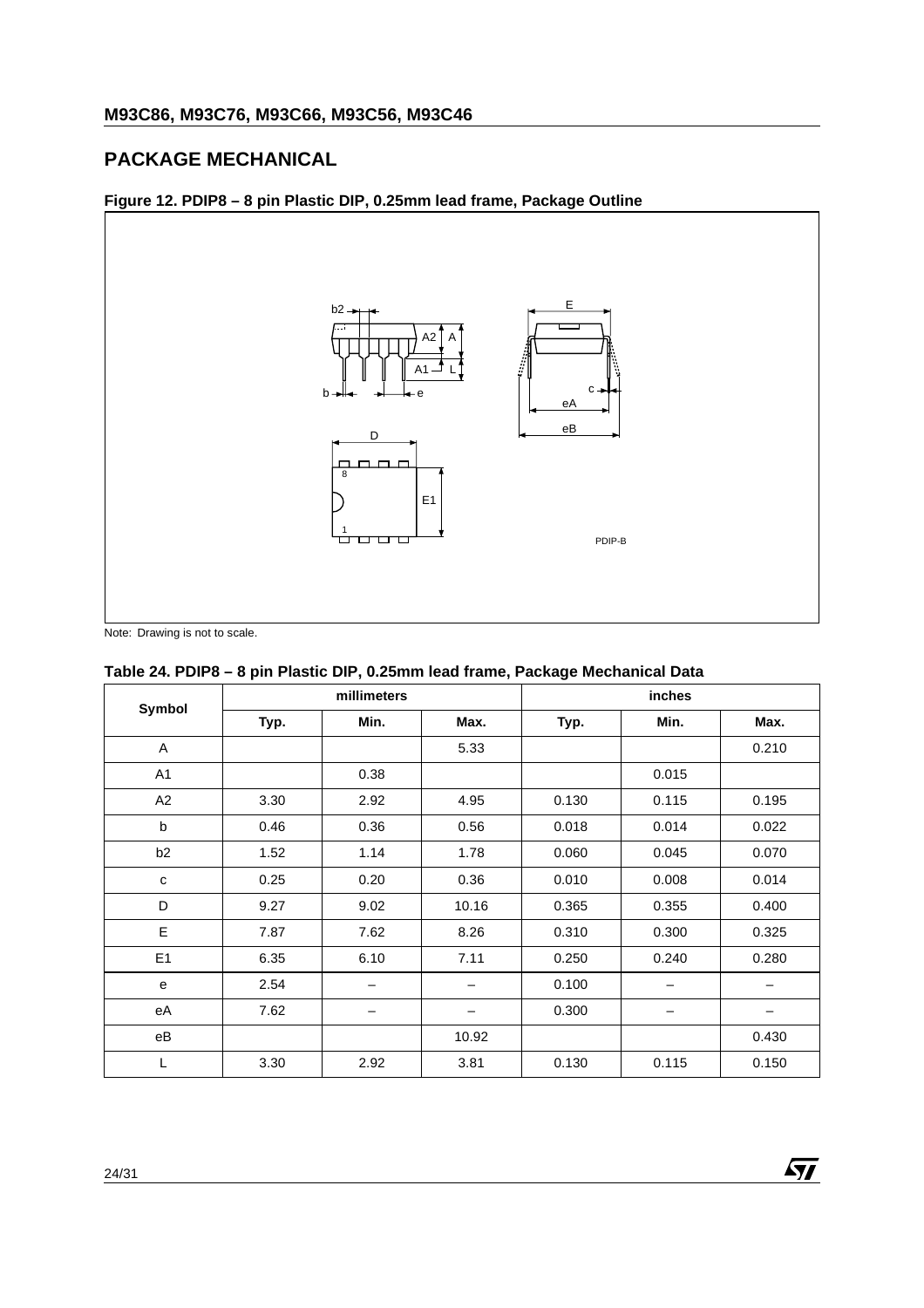## PACKAGE MECHANICAL

**Figure 12. PDIP8 – 8 pin Plastic DIP, 0.25mm lead frame, Package Outline**

Note: Drawing is not to scale.

**Table 24. PDIP8 – 8 pin Plastic DIP, 0.25mm lead frame, Package Mechanical Data**

| Symbol | millimeters | | | inches | | |
|---|---|---|---|---|---|---|
| | Typ. | Min. | Max. | Typ. | Min. | Max. |
| A | | | 5.33 | | | 0.210 |
| A1 | | 0.38 | | | 0.015 | |
| A2 | 3.30 | 2.92 | 4.95 | 0.130 | 0.115 | 0.195 |
| b | 0.46 | 0.36 | 0.56 | 0.018 | 0.014 | 0.022 |
| b2 | 1.52 | 1.14 | 1.78 | 0.060 | 0.045 | 0.070 |
| c | 0.25 | 0.20 | 0.36 | 0.010 | 0.008 | 0.014 |
| D | 9.27 | 9.02 | 10.16 | 0.365 | 0.355 | 0.400 |
| E | 7.87 | 7.62 | 8.26 | 0.310 | 0.300 | 0.325 |
| E1 | 6.35 | 6.10 | 7.11 | 0.250 | 0.240 | 0.280 |
| e | 2.54 | – | – | 0.100 | – | – |
| eA | 7.62 | – | – | 0.300 | – | – |
| eB | | | 10.92 | | | 0.430 |
| L | 3.30 | 2.92 | 3.81 | 0.130 | 0.115 | 0.150 |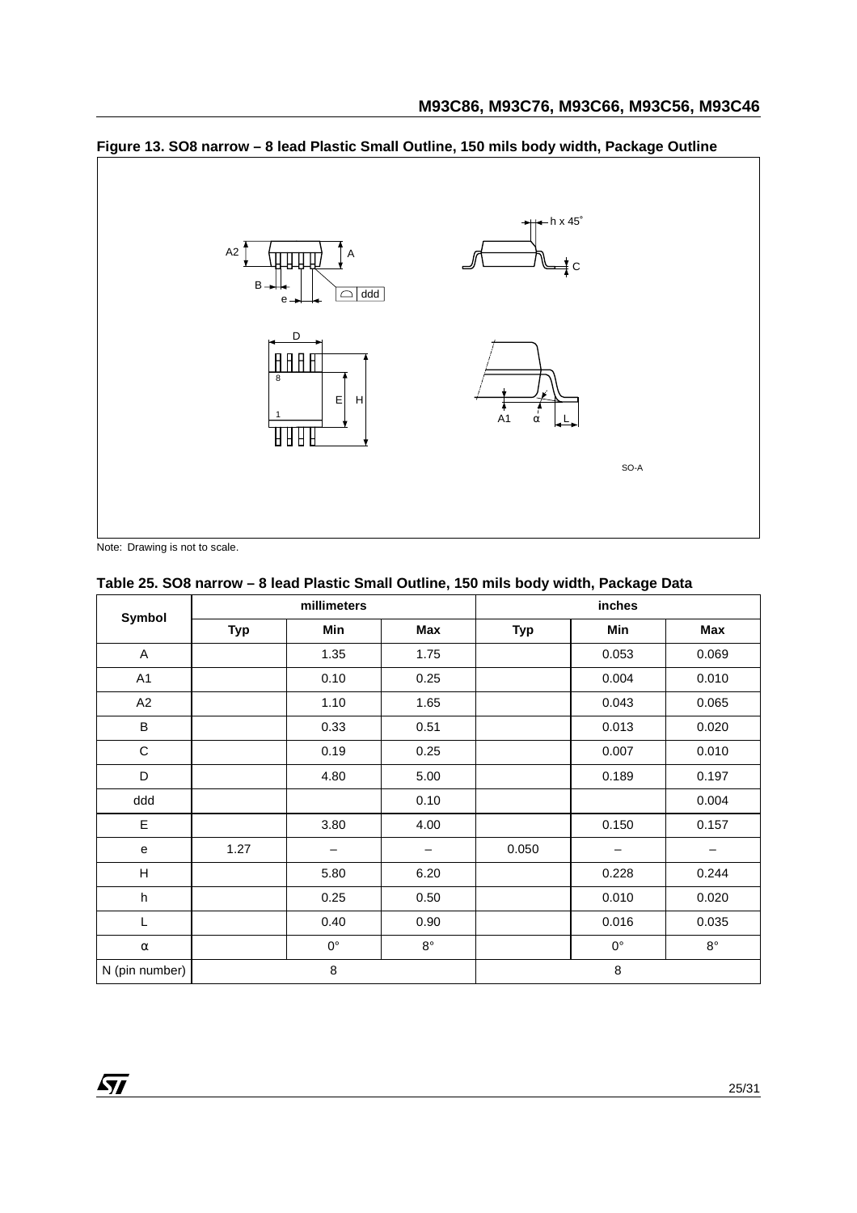**Figure 13. SO8 narrow – 8 lead Plastic Small Outline, 150 mils body width, Package Outline**

Note: Drawing is not to scale.

**Table 25. SO8 narrow – 8 lead Plastic Small Outline, 150 mils body width, Package Data**

| Symbol | millimeters | | | inches | | |
|---|---|---|---|---|---|---|
| | Typ | Min | Max | Typ | Min | Max |
| A | | 1.35 | 1.75 | | 0.053 | 0.069 |
| A1 | | 0.10 | 0.25 | | 0.004 | 0.010 |
| A2 | | 1.10 | 1.65 | | 0.043 | 0.065 |
| B | | 0.33 | 0.51 | | 0.013 | 0.020 |
| C | | 0.19 | 0.25 | | 0.007 | 0.010 |
| D | | 4.80 | 5.00 | | 0.189 | 0.197 |
| ddd | | | 0.10 | | | 0.004 |
| E | | 3.80 | 4.00 | | 0.150 | 0.157 |
| e | 1.27 | – | – | 0.050 | – | – |
| H | | 5.80 | 6.20 | | 0.228 | 0.244 |
| h | | 0.25 | 0.50 | | 0.010 | 0.020 |
| L | | 0.40 | 0.90 | | 0.016 | 0.035 |
| α | | 0° | 8° | | 0° | 8° |
| N (pin number) | 8 | | | 8 | | |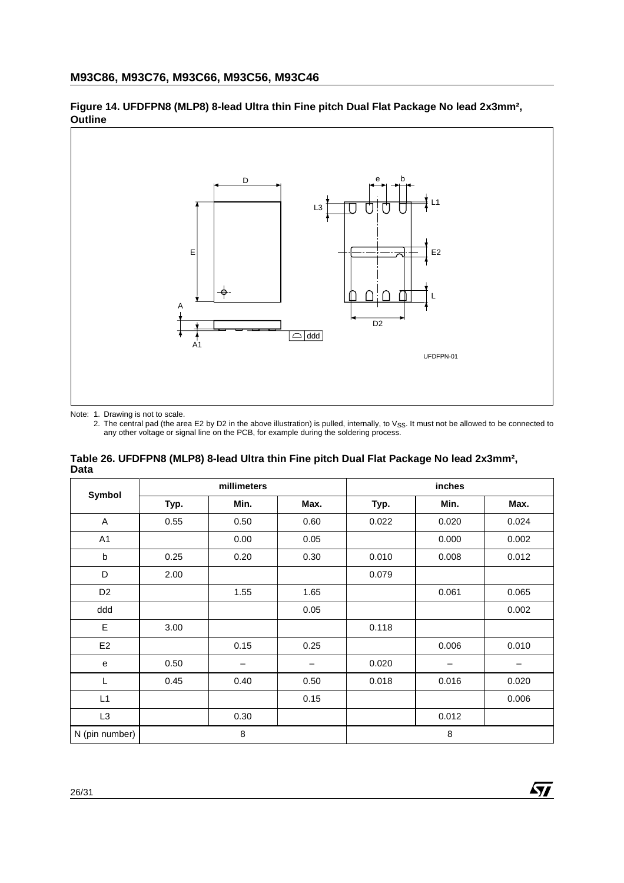**Figure 14. UFDFPN8 (MLP8) 8-lead Ultra thin Fine pitch Dual Flat Package No lead 2x3mm², Outline**

Note: 1. Drawing is not to scale.

2. The central pad (the area E2 by D2 in the above illustration) is pulled, internally, to $V_{SS}$. It must not be allowed to be connected to any other voltage or signal line on the PCB, for example during the soldering process.

**Table 26. UFDFPN8 (MLP8) 8-lead Ultra thin Fine pitch Dual Flat Package No lead 2x3mm², Data**

| Symbol | millimeters | | | inches | | |
|---|---|---|---|---|---|---|
| | Typ. | Min. | Max. | Typ. | Min. | Max. |
| A | 0.55 | 0.50 | 0.60 | 0.022 | 0.020 | 0.024 |
| A1 | | 0.00 | 0.05 | | 0.000 | 0.002 |
| b | 0.25 | 0.20 | 0.30 | 0.010 | 0.008 | 0.012 |
| D | 2.00 | | | 0.079 | | |
| D2 | | 1.55 | 1.65 | | 0.061 | 0.065 |
| ddd | | | 0.05 | | | 0.002 |
| E | 3.00 | | | 0.118 | | |
| E2 | | 0.15 | 0.25 | | 0.006 | 0.010 |
| e | 0.50 | – | – | 0.020 | – | – |
| L | 0.45 | 0.40 | 0.50 | 0.018 | 0.016 | 0.020 |
| L1 | | | 0.15 | | | 0.006 |
| L3 | | 0.30 | | | 0.012 | |
| N (pin number) | 8 | | | 8 | | |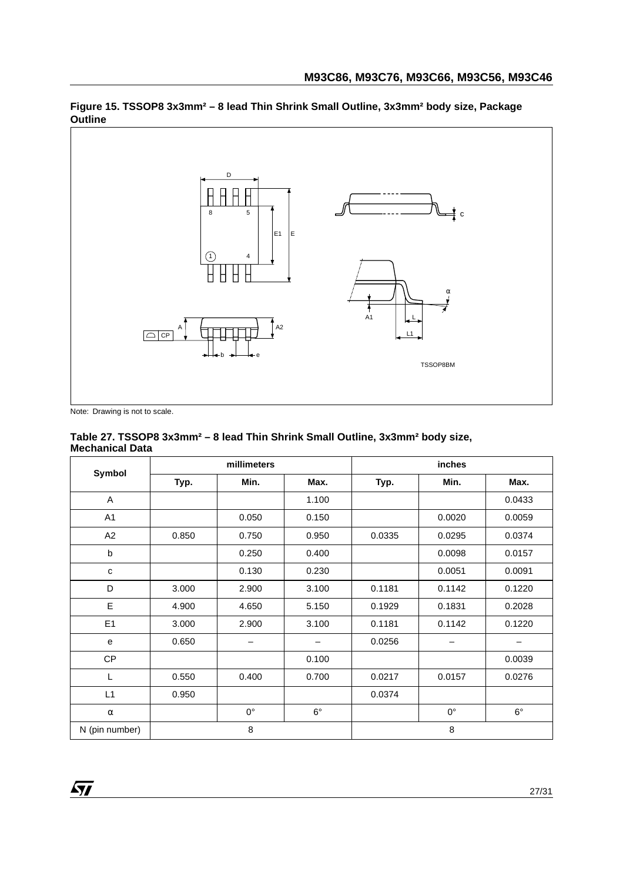**Figure 15. TSSOP8 3x3mm² – 8 lead Thin Shrink Small Outline, 3x3mm² body size, Package Outline**

Note: Drawing is not to scale.

**Table 27. TSSOP8 3x3mm² – 8 lead Thin Shrink Small Outline, 3x3mm² body size, Mechanical Data**

| Symbol | millimeters | | | inches | | |
|---|---|---|---|---|---|---|
| | Typ. | Min. | Max. | Typ. | Min. | Max. |
| A | | | 1.100 | | | 0.0433 |
| A1 | | 0.050 | 0.150 | | 0.0020 | 0.0059 |
| A2 | 0.850 | 0.750 | 0.950 | 0.0335 | 0.0295 | 0.0374 |
| b | | 0.250 | 0.400 | | 0.0098 | 0.0157 |
| c | | 0.130 | 0.230 | | 0.0051 | 0.0091 |
| D | 3.000 | 2.900 | 3.100 | 0.1181 | 0.1142 | 0.1220 |
| E | 4.900 | 4.650 | 5.150 | 0.1929 | 0.1831 | 0.2028 |
| E1 | 3.000 | 2.900 | 3.100 | 0.1181 | 0.1142 | 0.1220 |
| e | 0.650 | – | – | 0.0256 | – | – |
| CP | | | 0.100 | | | 0.0039 |
| L | 0.550 | 0.400 | 0.700 | 0.0217 | 0.0157 | 0.0276 |
| L1 | 0.950 | | | 0.0374 | | |
| α | | 0° | 6° | | 0° | 6° |
| N (pin number) | 8 | | | 8 | | |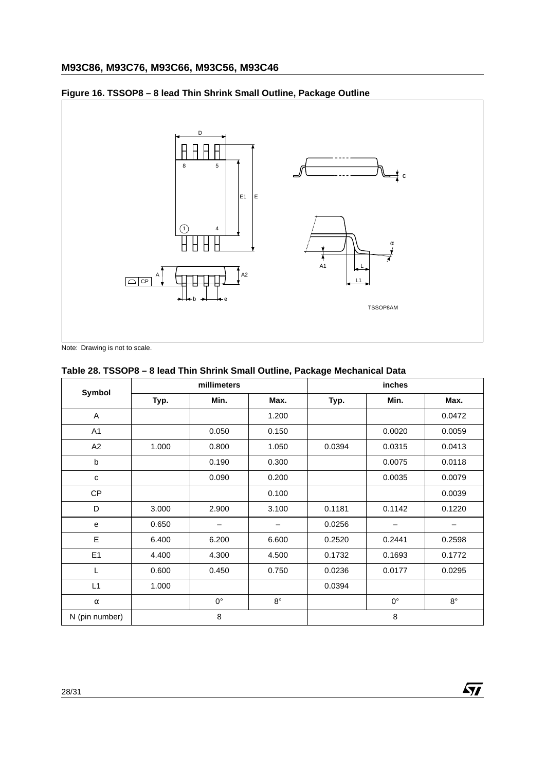**Figure 16. TSSOP8 – 8 lead Thin Shrink Small Outline, Package Outline**

Note: Drawing is not to scale.

**Table 28. TSSOP8 – 8 lead Thin Shrink Small Outline, Package Mechanical Data**

| Symbol | millimeters | | | inches | | |
|---|---|---|---|---|---|---|
| | Typ. | Min. | Max. | Typ. | Min. | Max. |
| A | | | 1.200 | | | 0.0472 |
| A1 | | 0.050 | 0.150 | | 0.0020 | 0.0059 |
| A2 | 1.000 | 0.800 | 1.050 | 0.0394 | 0.0315 | 0.0413 |
| b | | 0.190 | 0.300 | | 0.0075 | 0.0118 |
| c | | 0.090 | 0.200 | | 0.0035 | 0.0079 |
| CP | | | 0.100 | | | 0.0039 |
| D | 3.000 | 2.900 | 3.100 | 0.1181 | 0.1142 | 0.1220 |
| e | 0.650 | – | – | 0.0256 | – | – |
| E | 6.400 | 6.200 | 6.600 | 0.2520 | 0.2441 | 0.2598 |
| E1 | 4.400 | 4.300 | 4.500 | 0.1732 | 0.1693 | 0.1772 |
| L | 0.600 | 0.450 | 0.750 | 0.0236 | 0.0177 | 0.0295 |
| L1 | 1.000 | | | 0.0394 | | |
| α | | 0° | 8° | | 0° | 8° |
| N (pin number) | 8 | | | 8 | | |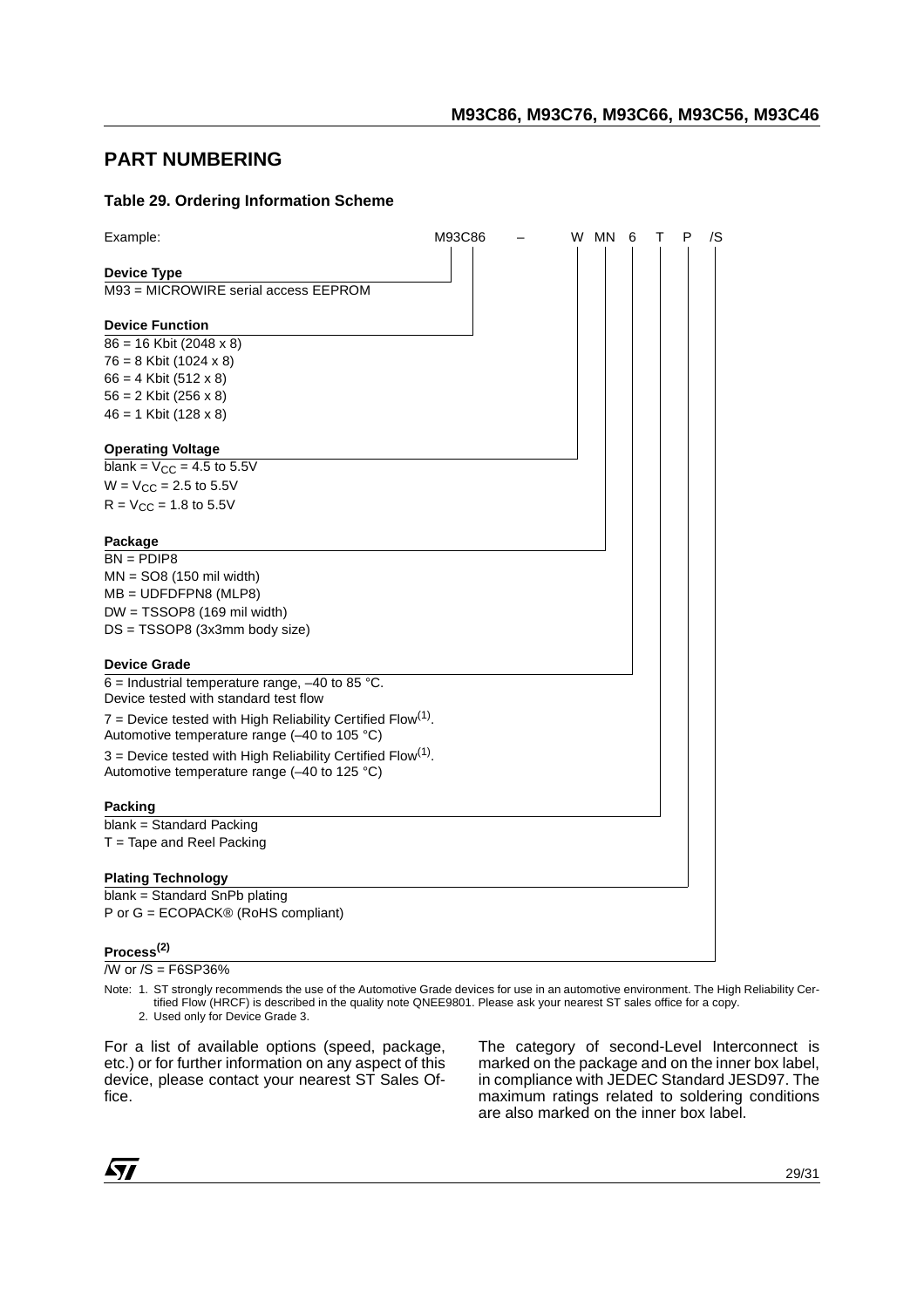## PART NUMBERING

**Table 29. Ordering Information Scheme**

| Example: | M93C86 | – | W | MN | 6 | T | P | /S |
|---|---|---|---|---|---|---|---|---|

**Device Type**

M93 = MICROWIRE serial access EEPROM

**Device Function**

86 = 16 Kbit (2048 x 8)
76 = 8 Kbit (1024 x 8)
66 = 4 Kbit (512 x 8)
56 = 2 Kbit (256 x 8)
46 = 1 Kbit (128 x 8)

**Operating Voltage**

blank = $V_{CC}$ = 4.5 to 5.5V
W = $V_{CC}$ = 2.5 to 5.5V
R = $V_{CC}$ = 1.8 to 5.5V

**Package**

BN = PDIP8
MN = SO8 (150 mil width)
MB = UDFDFPN8 (MLP8)
DW = TSSOP8 (169 mil width)
DS = TSSOP8 (3x3mm body size)

**Device Grade**

6 = Industrial temperature range, –40 to 85 °C.
Device tested with standard test flow

7 = Device tested with High Reliability Certified Flow[1].
Automotive temperature range (–40 to 105 °C)

3 = Device tested with High Reliability Certified Flow[1].
Automotive temperature range (–40 to 125 °C)

**Packing**

blank = Standard Packing
T = Tape and Reel Packing

**Plating Technology**

blank = Standard SnPb plating
P or G = ECOPACK® (RoHS compliant)

**Process[2]**

/W or /S = F6SP36%

Note: 1. ST strongly recommends the use of the Automotive Grade devices for use in an automotive environment. The High Reliability Certified Flow (HRCF) is described in the quality note QNEE9801. Please ask your nearest ST sales office for a copy.
2. Used only for Device Grade 3.

For a list of available options (speed, package, etc.) or for further information on any aspect of this device, please contact your nearest ST Sales Office.

The category of second-Level Interconnect is marked on the package and on the inner box label, in compliance with JEDEC Standard JESD97. The maximum ratings related to soldering conditions are also marked on the inner box label.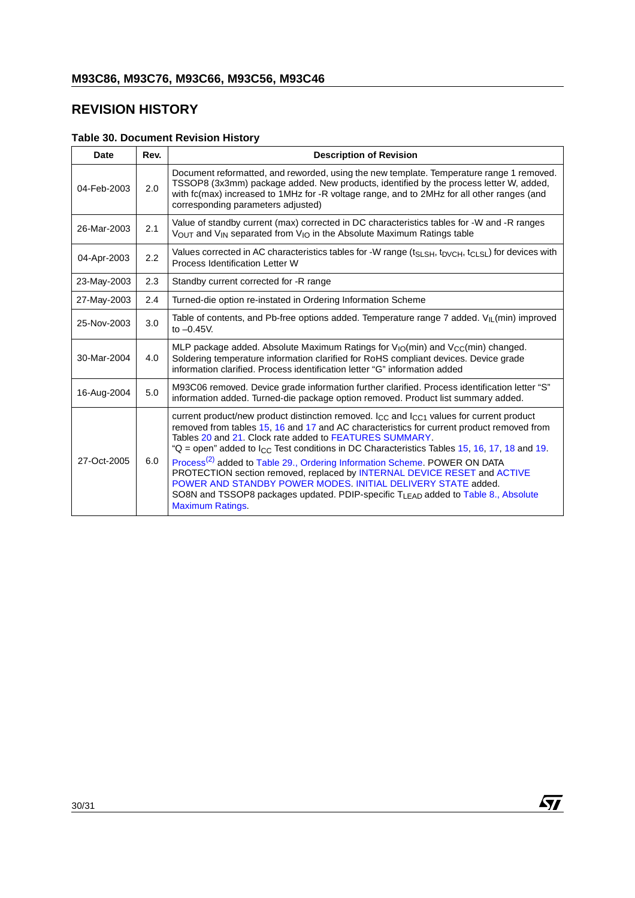## REVISION HISTORY

**Table 30. Document Revision History**

| Date | Rev. | Description of Revision |
|---|---|---|
| 04-Feb-2003 | 2.0 | Document reformatted, and reworded, using the new template. Temperature range 1 removed. TSSOP8 (3x3mm) package added. New products, identified by the process letter W, added, with fc(max) increased to 1MHz for -R voltage range, and to 2MHz for all other ranges (and corresponding parameters adjusted) |
| 26-Mar-2003 | 2.1 | Value of standby current (max) corrected in DC characteristics tables for -W and -R ranges $V_{OUT}$ and $V_{IN}$ separated from $V_{IO}$ in the Absolute Maximum Ratings table |
| 04-Apr-2003 | 2.2 | Values corrected in AC characteristics tables for -W range ($t_{SLSH}$, $t_{DVCH}$, $t_{CLSL}$) for devices with Process Identification Letter W |
| 23-May-2003 | 2.3 | Standby current corrected for -R range |
| 27-May-2003 | 2.4 | Turned-die option re-instated in Ordering Information Scheme |
| 25-Nov-2003 | 3.0 | Table of contents, and Pb-free options added. Temperature range 7 added. $V_{IL}$(min) improved to –0.45V. |
| 30-Mar-2004 | 4.0 | MLP package added. Absolute Maximum Ratings for $V_{IO}$(min) and $V_{CC}$(min) changed. Soldering temperature information clarified for RoHS compliant devices. Device grade information clarified. Process identification letter "G" information added |
| 16-Aug-2004 | 5.0 | M93C06 removed. Device grade information further clarified. Process identification letter "S" information added. Turned-die package option removed. Product list summary added. |
| 27-Oct-2005 | 6.0 | current product/new product distinction removed. $I_{CC}$ and $I_{CC1}$ values for current product removed from tables 15, 16 and 17 and AC characteristics for current product removed from Tables 20 and 21. Clock rate added to FEATURES SUMMARY. "Q = open" added to $I_{CC}$ Test conditions in DC Characteristics Tables 15, 16, 17, 18 and 19. Process(2) added to Table 29., Ordering Information Scheme. POWER ON DATA PROTECTION section removed, replaced by INTERNAL DEVICE RESET and ACTIVE POWER AND STANDBY POWER MODES. INITIAL DELIVERY STATE added. SO8N and TSSOP8 packages updated. PDIP-specific $T_{LEAD}$ added to Table 8., Absolute Maximum Ratings. |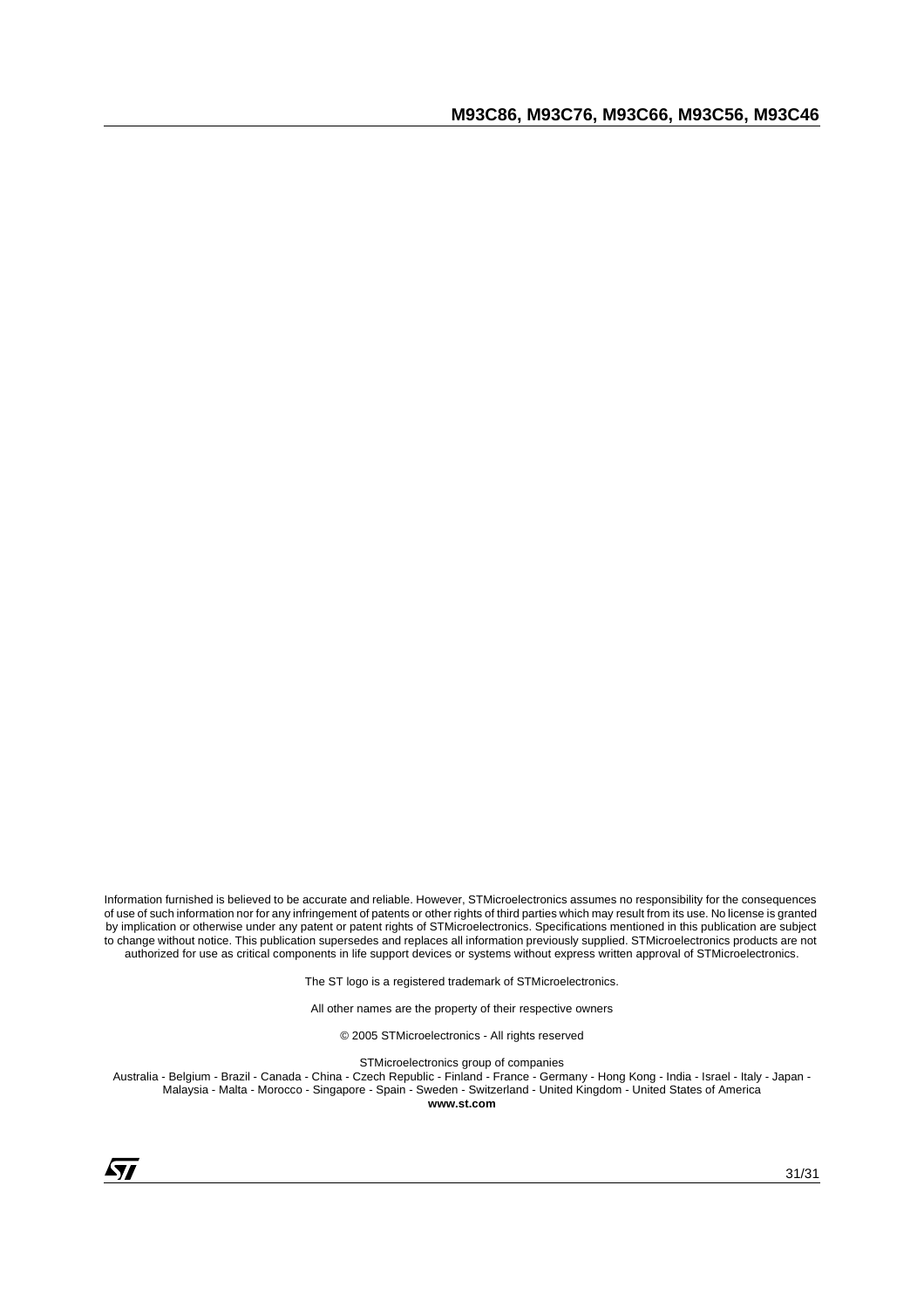Information furnished is believed to be accurate and reliable. However, STMicroelectronics assumes no responsibility for the consequences of use of such information nor for any infringement of patents or other rights of third parties which may result from its use. No license is granted by implication or otherwise under any patent or patent rights of STMicroelectronics. Specifications mentioned in this publication are subject to change without notice. This publication supersedes and replaces all information previously supplied. STMicroelectronics products are not authorized for use as critical components in life support devices or systems without express written approval of STMicroelectronics.

The ST logo is a registered trademark of STMicroelectronics.

All other names are the property of their respective owners

© 2005 STMicroelectronics - All rights reserved

STMicroelectronics group of companies

Australia - Belgium - Brazil - Canada - China - Czech Republic - Finland - France - Germany - Hong Kong - India - Israel - Italy - Japan - Malaysia - Malta - Morocco - Singapore - Spain - Sweden - Switzerland - United Kingdom - United States of America

**www.st.com**